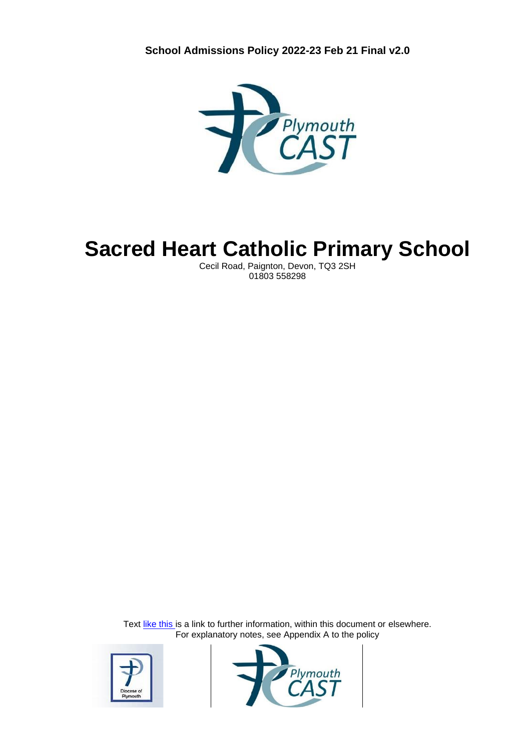**School Admissions Policy 2022-23 Feb 21 Final v2.0**

# Sacred Heart Catholic Primary School

Cecil Road, Paignton, Devon, TQ3 2SH
01803 558298

Text like this is a link to further information, within this document or elsewhere.
For explanatory notes, see Appendix A to the policy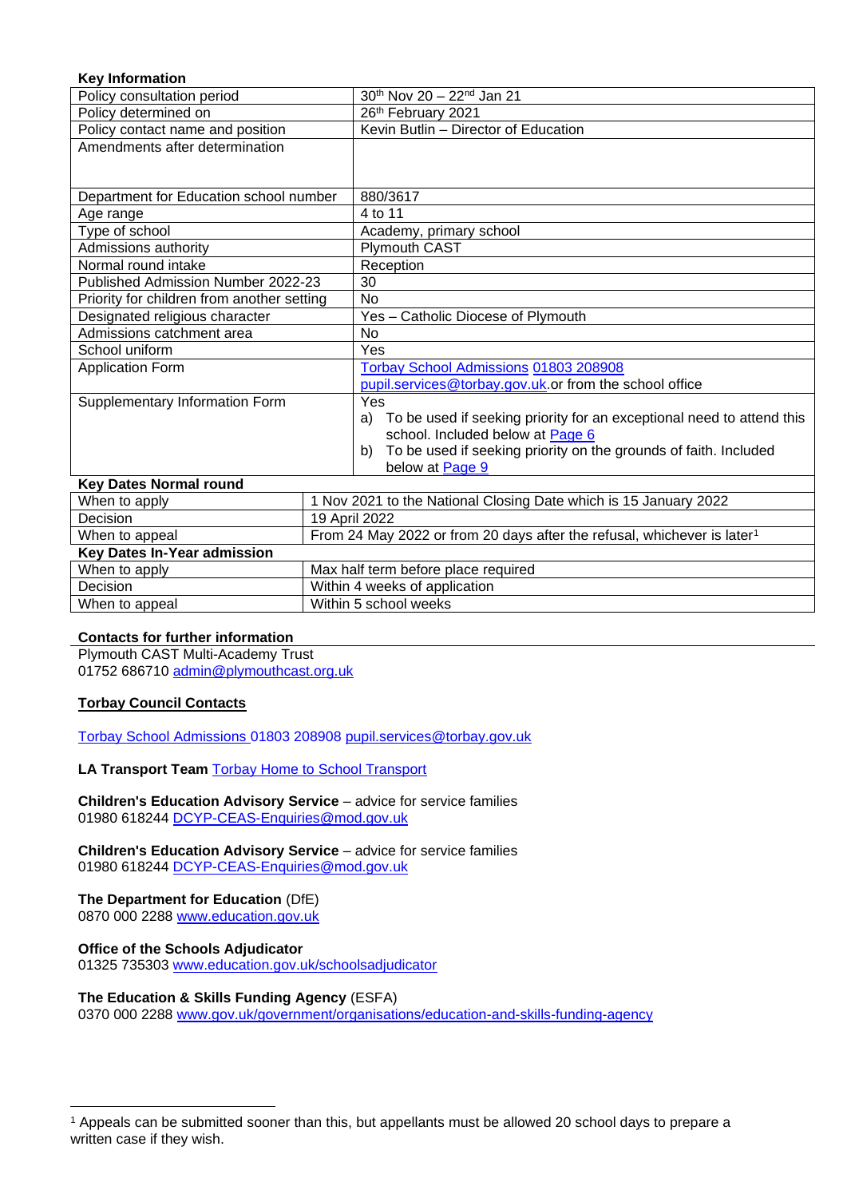**Key Information**

| | |
|---|---|
| Policy consultation period | 30th Nov 20 – 22nd Jan 21 |
| Policy determined on | 26th February 2021 |
| Policy contact name and position | Kevin Butlin – Director of Education |
| Amendments after determination | |
| Department for Education school number | 880/3617 |
| Age range | 4 to 11 |
| Type of school | Academy, primary school |
| Admissions authority | Plymouth CAST |
| Normal round intake | Reception |
| Published Admission Number 2022-23 | 30 |
| Priority for children from another setting | No |
| Designated religious character | Yes – Catholic Diocese of Plymouth |
| Admissions catchment area | No |
| School uniform | Yes |
| Application Form | Torbay School Admissions 01803 208908 pupil.services@torbay.gov.uk.or from the school office |
| Supplementary Information Form | Yes<br>a) To be used if seeking priority for an exceptional need to attend this school. Included below at Page 6<br>b) To be used if seeking priority on the grounds of faith. Included below at Page 9 |

| **Key Dates Normal round** | |
|---|---|
| When to apply | 1 Nov 2021 to the National Closing Date which is 15 January 2022 |
| Decision | 19 April 2022 |
| When to appeal | From 24 May 2022 or from 20 days after the refusal, whichever is later[1] |
| **Key Dates In-Year admission** | |
| When to apply | Max half term before place required |
| Decision | Within 4 weeks of application |
| When to appeal | Within 5 school weeks |

**Contacts for further information**

Plymouth CAST Multi-Academy Trust
01752 686710 admin@plymouthcast.org.uk

**Torbay Council Contacts**

Torbay School Admissions 01803 208908 pupil.services@torbay.gov.uk

**LA Transport Team** Torbay Home to School Transport

**Children's Education Advisory Service** – advice for service families
01980 618244 DCYP-CEAS-Enquiries@mod.gov.uk

**Children's Education Advisory Service** – advice for service families
01980 618244 DCYP-CEAS-Enquiries@mod.gov.uk

**The Department for Education** (DfE)
0870 000 2288 www.education.gov.uk

**Office of the Schools Adjudicator**
01325 735303 www.education.gov.uk/schoolsadjudicator

**The Education & Skills Funding Agency** (ESFA)
0370 000 2288 www.gov.uk/government/organisations/education-and-skills-funding-agency

[1] Appeals can be submitted sooner than this, but appellants must be allowed 20 school days to prepare a written case if they wish.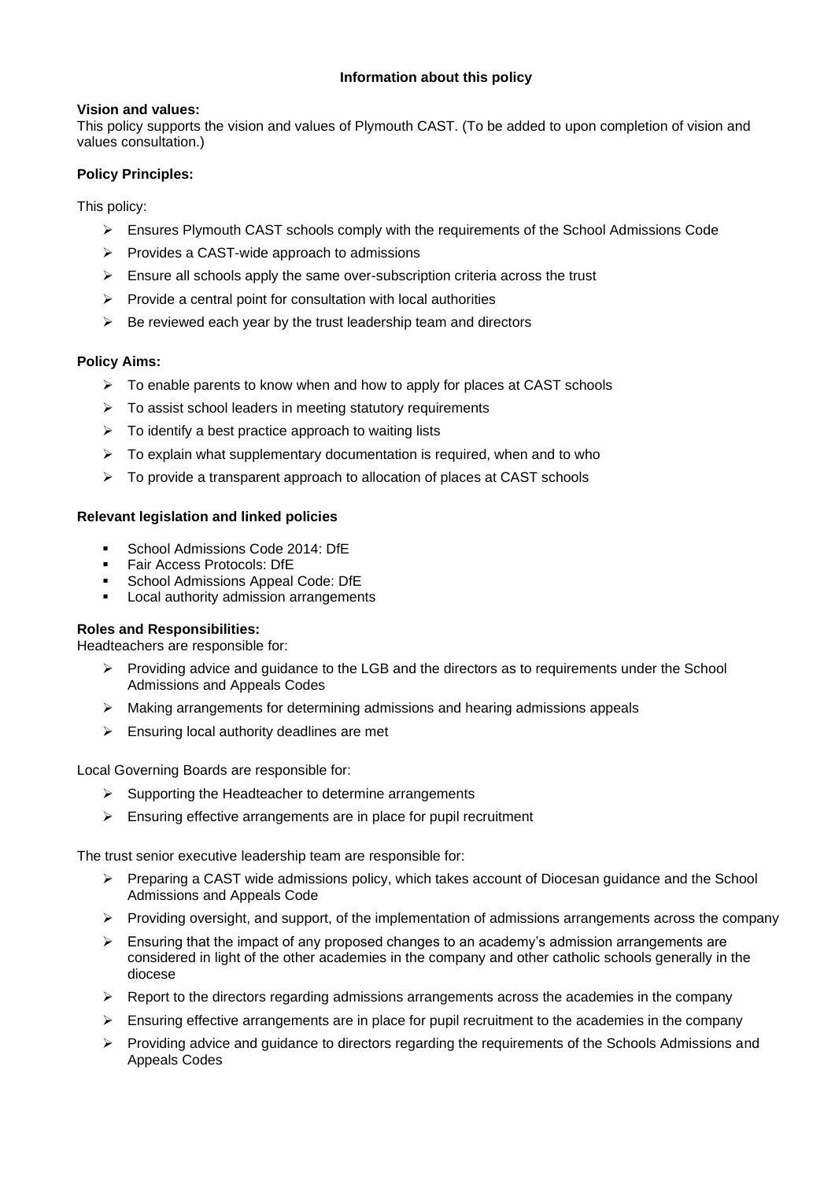**Information about this policy**

**Vision and values:**
This policy supports the vision and values of Plymouth CAST. (To be added to upon completion of vision and values consultation.)

**Policy Principles:**

This policy:

- Ensures Plymouth CAST schools comply with the requirements of the School Admissions Code
- Provides a CAST-wide approach to admissions
- Ensure all schools apply the same over-subscription criteria across the trust
- Provide a central point for consultation with local authorities
- Be reviewed each year by the trust leadership team and directors

**Policy Aims:**

- To enable parents to know when and how to apply for places at CAST schools
- To assist school leaders in meeting statutory requirements
- To identify a best practice approach to waiting lists
- To explain what supplementary documentation is required, when and to who
- To provide a transparent approach to allocation of places at CAST schools

**Relevant legislation and linked policies**

- School Admissions Code 2014: DfE
- Fair Access Protocols: DfE
- School Admissions Appeal Code: DfE
- Local authority admission arrangements

**Roles and Responsibilities:**
Headteachers are responsible for:

- Providing advice and guidance to the LGB and the directors as to requirements under the School Admissions and Appeals Codes
- Making arrangements for determining admissions and hearing admissions appeals
- Ensuring local authority deadlines are met

Local Governing Boards are responsible for:

- Supporting the Headteacher to determine arrangements
- Ensuring effective arrangements are in place for pupil recruitment

The trust senior executive leadership team are responsible for:

- Preparing a CAST wide admissions policy, which takes account of Diocesan guidance and the School Admissions and Appeals Code
- Providing oversight, and support, of the implementation of admissions arrangements across the company
- Ensuring that the impact of any proposed changes to an academy's admission arrangements are considered in light of the other academies in the company and other catholic schools generally in the diocese
- Report to the directors regarding admissions arrangements across the academies in the company
- Ensuring effective arrangements are in place for pupil recruitment to the academies in the company
- Providing advice and guidance to directors regarding the requirements of the Schools Admissions and Appeals Codes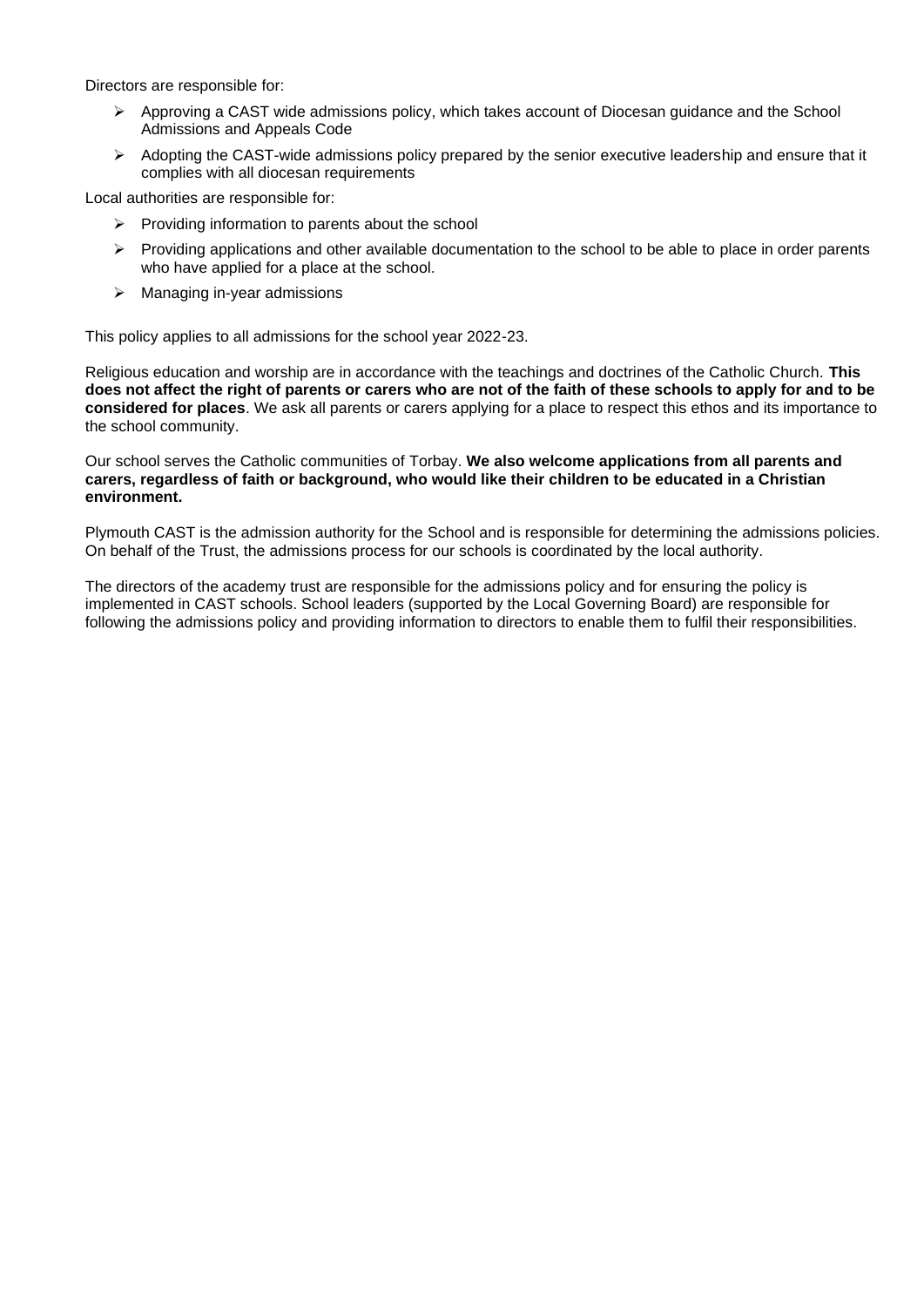Directors are responsible for:

- Approving a CAST wide admissions policy, which takes account of Diocesan guidance and the School Admissions and Appeals Code
- Adopting the CAST-wide admissions policy prepared by the senior executive leadership and ensure that it complies with all diocesan requirements

Local authorities are responsible for:

- Providing information to parents about the school
- Providing applications and other available documentation to the school to be able to place in order parents who have applied for a place at the school.
- Managing in-year admissions

This policy applies to all admissions for the school year 2022-23.

Religious education and worship are in accordance with the teachings and doctrines of the Catholic Church. **This does not affect the right of parents or carers who are not of the faith of these schools to apply for and to be considered for places**. We ask all parents or carers applying for a place to respect this ethos and its importance to the school community.

Our school serves the Catholic communities of Torbay. **We also welcome applications from all parents and carers, regardless of faith or background, who would like their children to be educated in a Christian environment.**

Plymouth CAST is the admission authority for the School and is responsible for determining the admissions policies. On behalf of the Trust, the admissions process for our schools is coordinated by the local authority.

The directors of the academy trust are responsible for the admissions policy and for ensuring the policy is implemented in CAST schools. School leaders (supported by the Local Governing Board) are responsible for following the admissions policy and providing information to directors to enable them to fulfil their responsibilities.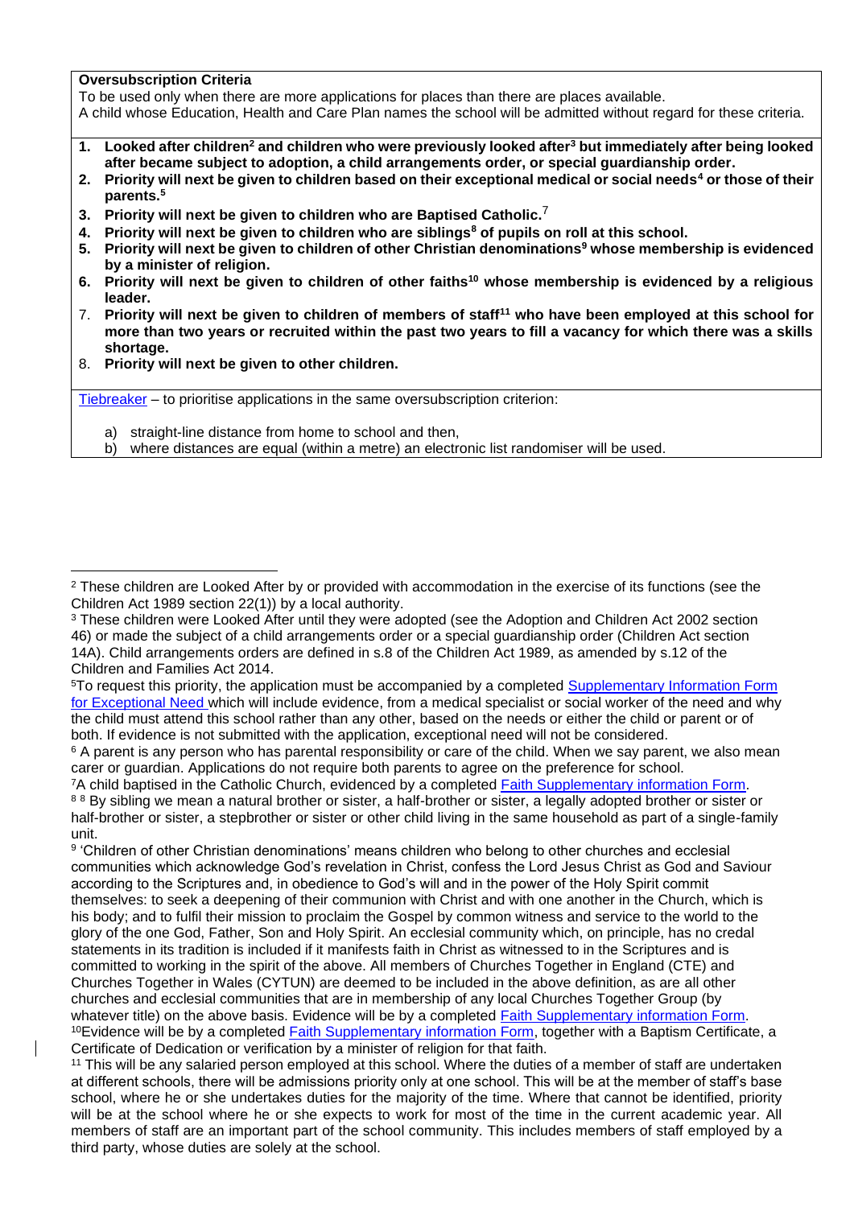**Oversubscription Criteria**

To be used only when there are more applications for places than there are places available.

A child whose Education, Health and Care Plan names the school will be admitted without regard for these criteria.

1. **Looked after children[2] and children who were previously looked after[3] but immediately after being looked after became subject to adoption, a child arrangements order, or special guardianship order.**
2. **Priority will next be given to children based on their exceptional medical or social needs[4] or those of their parents.[5]**
3. **Priority will next be given to children who are Baptised Catholic.**[7]
4. **Priority will next be given to children who are siblings[8] of pupils on roll at this school.**
5. **Priority will next be given to children of other Christian denominations[9] whose membership is evidenced by a minister of religion.**
6. **Priority will next be given to children of other faiths[10] whose membership is evidenced by a religious leader.**
7. **Priority will next be given to children of members of staff[11] who have been employed at this school for more than two years or recruited within the past two years to fill a vacancy for which there was a skills shortage.**
8. **Priority will next be given to other children.**

Tiebreaker – to prioritise applications in the same oversubscription criterion:

a) straight-line distance from home to school and then,
b) where distances are equal (within a metre) an electronic list randomiser will be used.

---

[2] These children are Looked After by or provided with accommodation in the exercise of its functions (see the Children Act 1989 section 22(1)) by a local authority.

[3] These children were Looked After until they were adopted (see the Adoption and Children Act 2002 section 46) or made the subject of a child arrangements order or a special guardianship order (Children Act section 14A). Child arrangements orders are defined in s.8 of the Children Act 1989, as amended by s.12 of the Children and Families Act 2014.

[5]To request this priority, the application must be accompanied by a completed Supplementary Information Form for Exceptional Need which will include evidence, from a medical specialist or social worker of the need and why the child must attend this school rather than any other, based on the needs or either the child or parent or of both. If evidence is not submitted with the application, exceptional need will not be considered.

[6] A parent is any person who has parental responsibility or care of the child. When we say parent, we also mean carer or guardian. Applications do not require both parents to agree on the preference for school.

[7]A child baptised in the Catholic Church, evidenced by a completed Faith Supplementary information Form.

[8] [8] By sibling we mean a natural brother or sister, a half-brother or sister, a legally adopted brother or sister or half-brother or sister, a stepbrother or sister or other child living in the same household as part of a single-family unit.

[9] 'Children of other Christian denominations' means children who belong to other churches and ecclesial communities which acknowledge God's revelation in Christ, confess the Lord Jesus Christ as God and Saviour according to the Scriptures and, in obedience to God's will and in the power of the Holy Spirit commit themselves: to seek a deepening of their communion with Christ and with one another in the Church, which is his body; and to fulfil their mission to proclaim the Gospel by common witness and service to the world to the glory of the one God, Father, Son and Holy Spirit. An ecclesial community which, on principle, has no credal statements in its tradition is included if it manifests faith in Christ as witnessed to in the Scriptures and is committed to working in the spirit of the above. All members of Churches Together in England (CTE) and Churches Together in Wales (CYTUN) are deemed to be included in the above definition, as are all other churches and ecclesial communities that are in membership of any local Churches Together Group (by whatever title) on the above basis. Evidence will be by a completed Faith Supplementary information Form.

[10]Evidence will be by a completed Faith Supplementary information Form, together with a Baptism Certificate, a Certificate of Dedication or verification by a minister of religion for that faith.

[11] This will be any salaried person employed at this school. Where the duties of a member of staff are undertaken at different schools, there will be admissions priority only at one school. This will be at the member of staff's base school, where he or she undertakes duties for the majority of the time. Where that cannot be identified, priority will be at the school where he or she expects to work for most of the time in the current academic year. All members of staff are an important part of the school community. This includes members of staff employed by a third party, whose duties are solely at the school.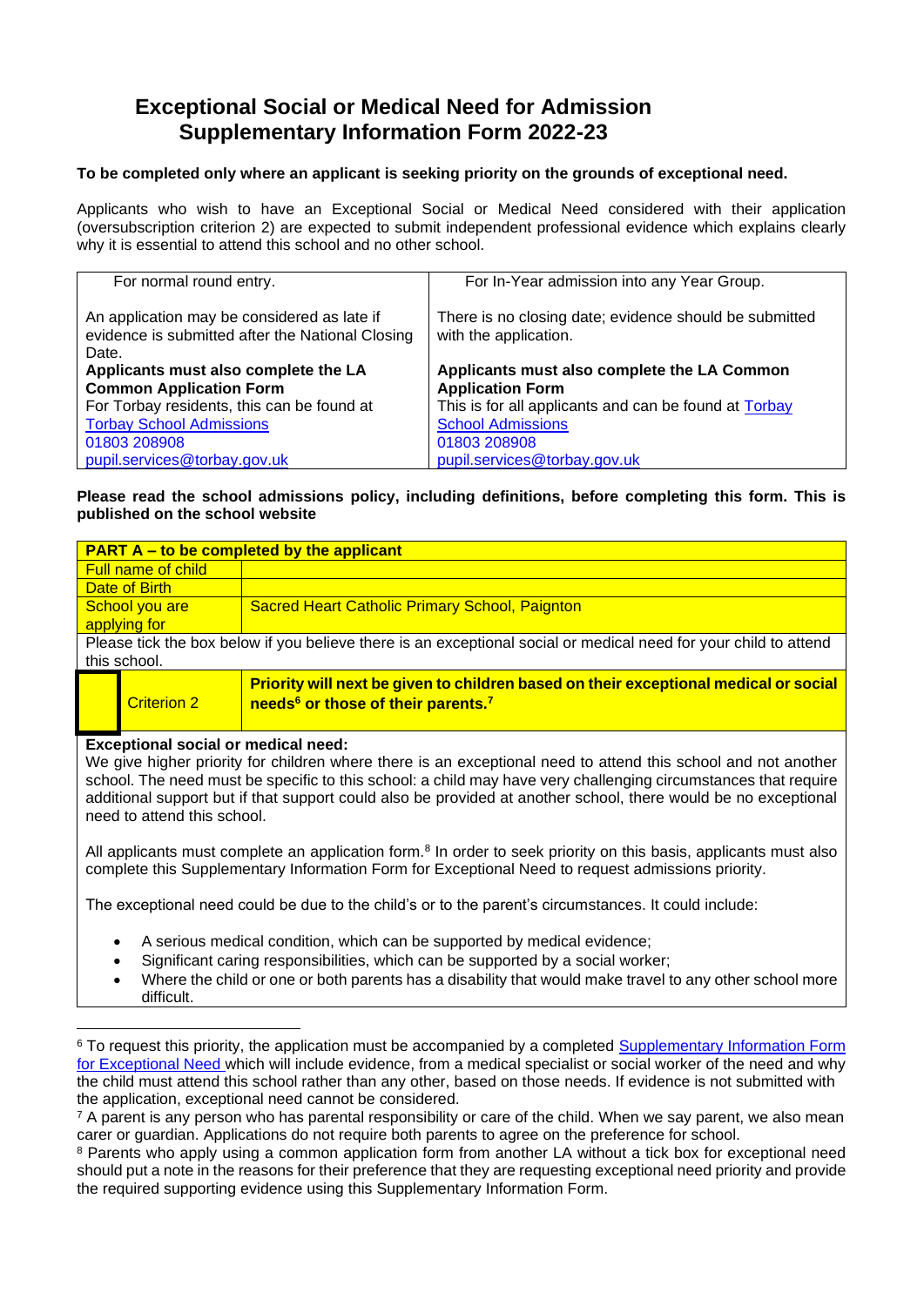# Exceptional Social or Medical Need for Admission Supplementary Information Form 2022-23

**To be completed only where an applicant is seeking priority on the grounds of exceptional need.**

Applicants who wish to have an Exceptional Social or Medical Need considered with their application (oversubscription criterion 2) are expected to submit independent professional evidence which explains clearly why it is essential to attend this school and no other school.

| For normal round entry. | For In-Year admission into any Year Group. |
|---|---|
| An application may be considered as late if evidence is submitted after the National Closing Date. | There is no closing date; evidence should be submitted with the application. |
| **Applicants must also complete the LA Common Application Form** For Torbay residents, this can be found at Torbay School Admissions 01803 208908 pupil.services@torbay.gov.uk | **Applicants must also complete the LA Common Application Form** This is for all applicants and can be found at Torbay School Admissions 01803 208908 pupil.services@torbay.gov.uk |

**Please read the school admissions policy, including definitions, before completing this form. This is published on the school website**

| **PART A – to be completed by the applicant** | | |
|---|---|---|
| Full name of child | | |
| Date of Birth | | |
| School you are applying for | Sacred Heart Catholic Primary School, Paignton | |
| Please tick the box below if you believe there is an exceptional social or medical need for your child to attend this school. | | |
| ☐ | Criterion 2 | **Priority will next be given to children based on their exceptional medical or social needs[6] or those of their parents.[7]** |

**Exceptional social or medical need:**

We give higher priority for children where there is an exceptional need to attend this school and not another school. The need must be specific to this school: a child may have very challenging circumstances that require additional support but if that support could also be provided at another school, there would be no exceptional need to attend this school.

All applicants must complete an application form.[8] In order to seek priority on this basis, applicants must also complete this Supplementary Information Form for Exceptional Need to request admissions priority.

The exceptional need could be due to the child's or to the parent's circumstances. It could include:

- A serious medical condition, which can be supported by medical evidence;
- Significant caring responsibilities, which can be supported by a social worker;
- Where the child or one or both parents has a disability that would make travel to any other school more difficult.

---

[6] To request this priority, the application must be accompanied by a completed Supplementary Information Form for Exceptional Need which will include evidence, from a medical specialist or social worker of the need and why the child must attend this school rather than any other, based on those needs. If evidence is not submitted with the application, exceptional need cannot be considered.

[7] A parent is any person who has parental responsibility or care of the child. When we say parent, we also mean carer or guardian. Applications do not require both parents to agree on the preference for school.

[8] Parents who apply using a common application form from another LA without a tick box for exceptional need should put a note in the reasons for their preference that they are requesting exceptional need priority and provide the required supporting evidence using this Supplementary Information Form.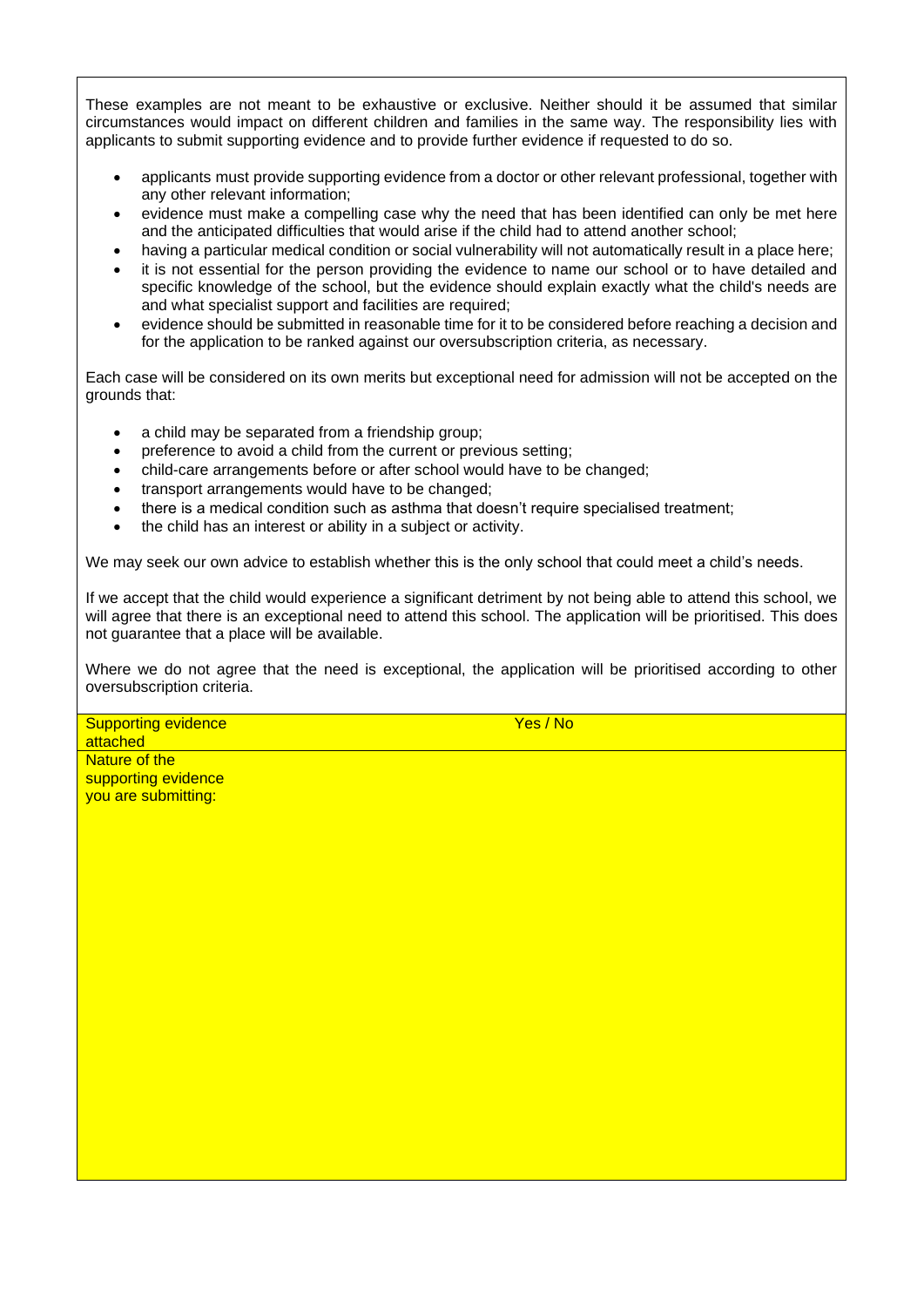These examples are not meant to be exhaustive or exclusive. Neither should it be assumed that similar circumstances would impact on different children and families in the same way. The responsibility lies with applicants to submit supporting evidence and to provide further evidence if requested to do so.

- applicants must provide supporting evidence from a doctor or other relevant professional, together with any other relevant information;
- evidence must make a compelling case why the need that has been identified can only be met here and the anticipated difficulties that would arise if the child had to attend another school;
- having a particular medical condition or social vulnerability will not automatically result in a place here;
- it is not essential for the person providing the evidence to name our school or to have detailed and specific knowledge of the school, but the evidence should explain exactly what the child's needs are and what specialist support and facilities are required;
- evidence should be submitted in reasonable time for it to be considered before reaching a decision and for the application to be ranked against our oversubscription criteria, as necessary.

Each case will be considered on its own merits but exceptional need for admission will not be accepted on the grounds that:

- a child may be separated from a friendship group;
- preference to avoid a child from the current or previous setting;
- child-care arrangements before or after school would have to be changed;
- transport arrangements would have to be changed;
- there is a medical condition such as asthma that doesn't require specialised treatment;
- the child has an interest or ability in a subject or activity.

We may seek our own advice to establish whether this is the only school that could meet a child's needs.

If we accept that the child would experience a significant detriment by not being able to attend this school, we will agree that there is an exceptional need to attend this school. The application will be prioritised. This does not guarantee that a place will be available.

Where we do not agree that the need is exceptional, the application will be prioritised according to other oversubscription criteria.

| Supporting evidence attached | Yes / No |
|---|---|
| Nature of the supporting evidence you are submitting: | |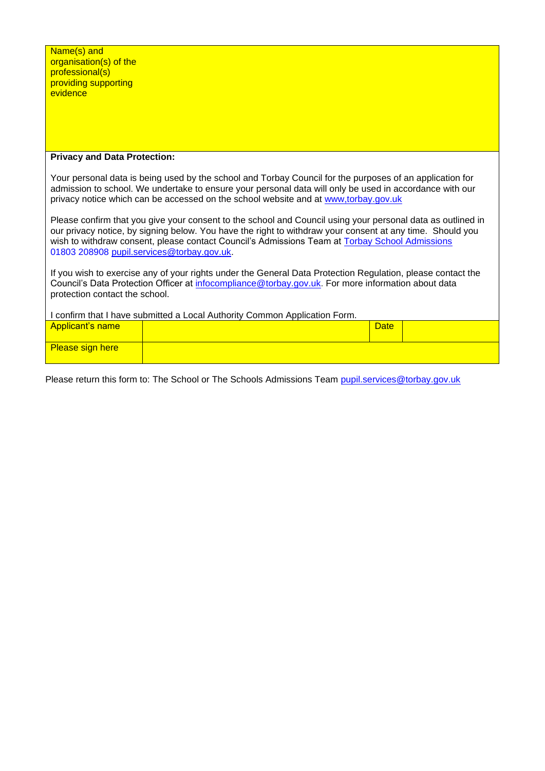| Name(s) and organisation(s) of the professional(s) providing supporting evidence | |
|---|---|

**Privacy and Data Protection:**

Your personal data is being used by the school and Torbay Council for the purposes of an application for admission to school. We undertake to ensure your personal data will only be used in accordance with our privacy notice which can be accessed on the school website and at www,torbay.gov.uk

Please confirm that you give your consent to the school and Council using your personal data as outlined in our privacy notice, by signing below. You have the right to withdraw your consent at any time. Should you wish to withdraw consent, please contact Council's Admissions Team at Torbay School Admissions 01803 208908 pupil.services@torbay.gov.uk.

If you wish to exercise any of your rights under the General Data Protection Regulation, please contact the Council's Data Protection Officer at infocompliance@torbay.gov.uk. For more information about data protection contact the school.

I confirm that I have submitted a Local Authority Common Application Form.

| Applicant's name | | Date | |
|---|---|---|---|
| Please sign here | | | |

Please return this form to: The School or The Schools Admissions Team pupil.services@torbay.gov.uk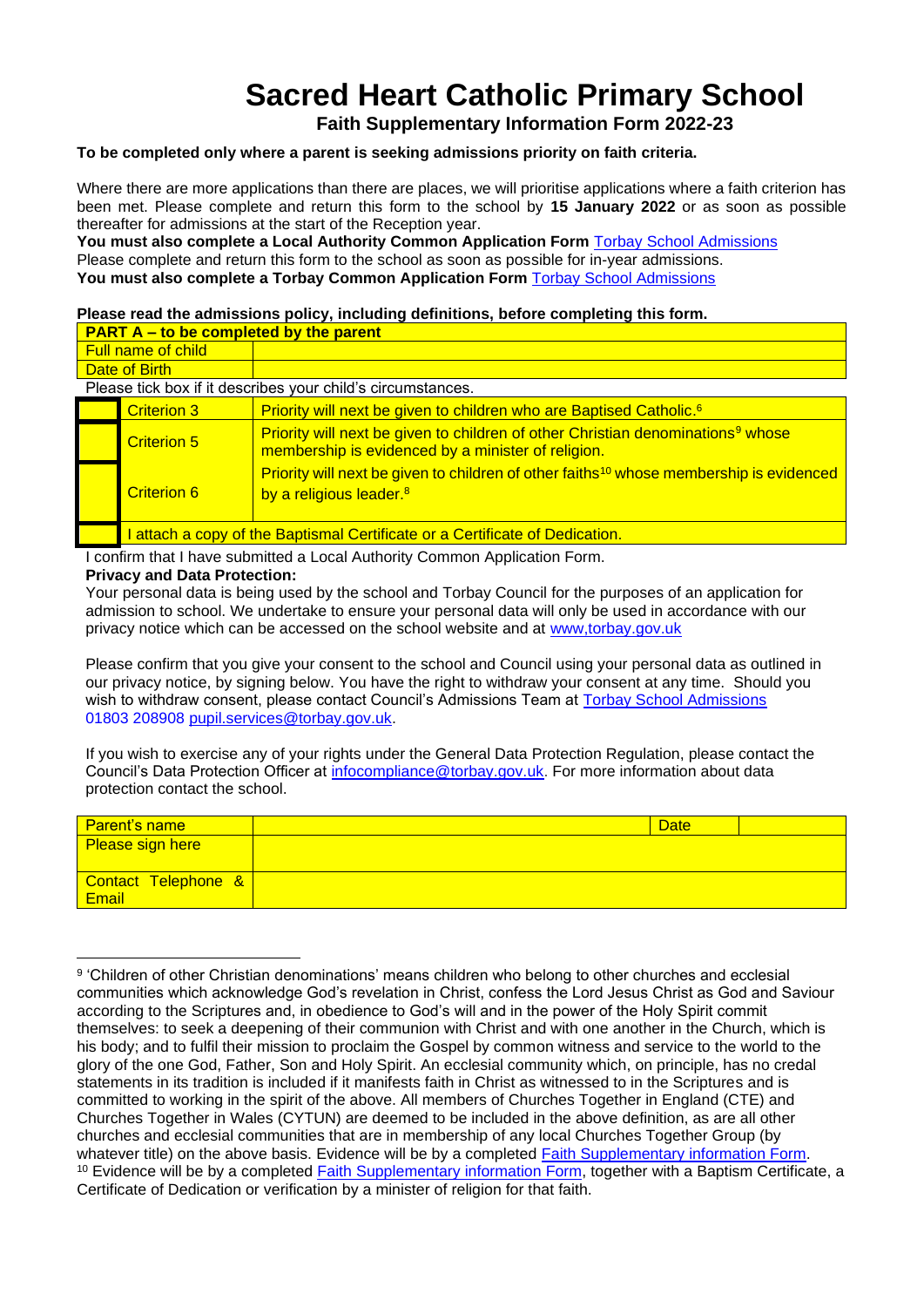# Sacred Heart Catholic Primary School

## Faith Supplementary Information Form 2022-23

**To be completed only where a parent is seeking admissions priority on faith criteria.**

Where there are more applications than there are places, we will prioritise applications where a faith criterion has been met. Please complete and return this form to the school by **15 January 2022** or as soon as possible thereafter for admissions at the start of the Reception year.

**You must also complete a Local Authority Common Application Form** Torbay School Admissions

Please complete and return this form to the school as soon as possible for in-year admissions.

**You must also complete a Torbay Common Application Form** Torbay School Admissions

**Please read the admissions policy, including definitions, before completing this form.**

| **PART A – to be completed by the parent** | |
|---|---|
| Full name of child | |
| Date of Birth | |

Please tick box if it describes your child's circumstances.

| | | |
|---|---|---|
| | Criterion 3 | Priority will next be given to children who are Baptised Catholic.[6] |
| | Criterion 5 | Priority will next be given to children of other Christian denominations[9] whose membership is evidenced by a minister of religion. |
| | Criterion 6 | Priority will next be given to children of other faiths[10] whose membership is evidenced by a religious leader.[8] |
| | I attach a copy of the Baptismal Certificate or a Certificate of Dedication. | |

I confirm that I have submitted a Local Authority Common Application Form.

**Privacy and Data Protection:**

Your personal data is being used by the school and Torbay Council for the purposes of an application for admission to school. We undertake to ensure your personal data will only be used in accordance with our privacy notice which can be accessed on the school website and at www,torbay.gov.uk

Please confirm that you give your consent to the school and Council using your personal data as outlined in our privacy notice, by signing below. You have the right to withdraw your consent at any time. Should you wish to withdraw consent, please contact Council's Admissions Team at Torbay School Admissions 01803 208908 pupil.services@torbay.gov.uk.

If you wish to exercise any of your rights under the General Data Protection Regulation, please contact the Council's Data Protection Officer at infocompliance@torbay.gov.uk. For more information about data protection contact the school.

| Parent's name | | Date | |
|---|---|---|---|
| Please sign here | | | |
| Contact Telephone & Email | | | |

---

[9] 'Children of other Christian denominations' means children who belong to other churches and ecclesial communities which acknowledge God's revelation in Christ, confess the Lord Jesus Christ as God and Saviour according to the Scriptures and, in obedience to God's will and in the power of the Holy Spirit commit themselves: to seek a deepening of their communion with Christ and with one another in the Church, which is his body; and to fulfil their mission to proclaim the Gospel by common witness and service to the world to the glory of the one God, Father, Son and Holy Spirit. An ecclesial community which, on principle, has no credal statements in its tradition is included if it manifests faith in Christ as witnessed to in the Scriptures and is committed to working in the spirit of the above. All members of Churches Together in England (CTE) and Churches Together in Wales (CYTUN) are deemed to be included in the above definition, as are all other churches and ecclesial communities that are in membership of any local Churches Together Group (by whatever title) on the above basis. Evidence will be by a completed Faith Supplementary information Form.

[10] Evidence will be by a completed Faith Supplementary information Form, together with a Baptism Certificate, a Certificate of Dedication or verification by a minister of religion for that faith.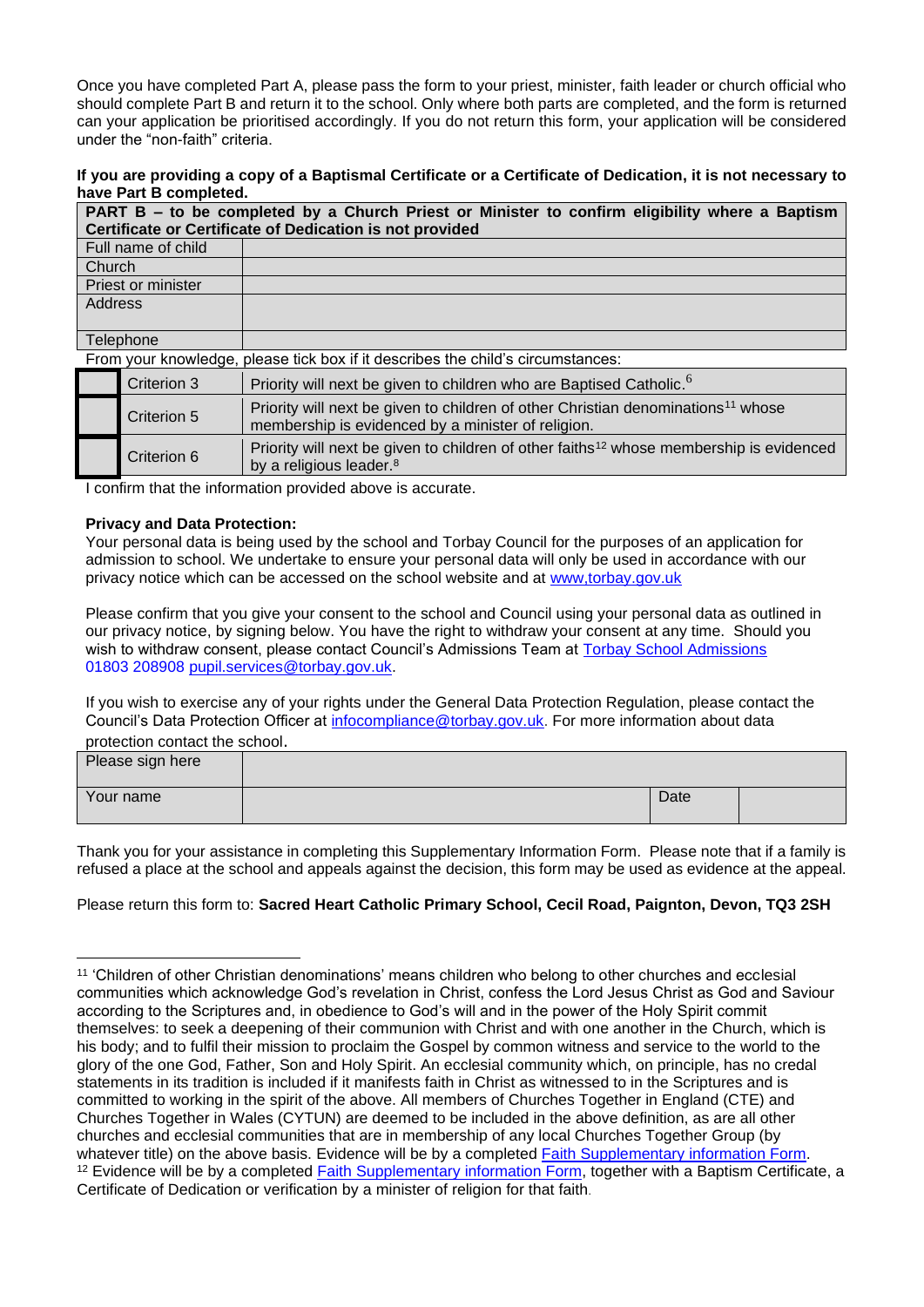Once you have completed Part A, please pass the form to your priest, minister, faith leader or church official who should complete Part B and return it to the school. Only where both parts are completed, and the form is returned can your application be prioritised accordingly. If you do not return this form, your application will be considered under the “non-faith” criteria.

**If you are providing a copy of a Baptismal Certificate or a Certificate of Dedication, it is not necessary to have Part B completed.**

| **PART B – to be completed by a Church Priest or Minister to confirm eligibility where a Baptism Certificate or Certificate of Dedication is not provided** | |
|---|---|
| Full name of child | |
| Church | |
| Priest or minister | |
| Address | |
| Telephone | |

From your knowledge, please tick box if it describes the child’s circumstances:

| | | |
|---|---|---|
| ☐ | Criterion 3 | Priority will next be given to children who are Baptised Catholic.[6] |
| ☐ | Criterion 5 | Priority will next be given to children of other Christian denominations[11] whose membership is evidenced by a minister of religion. |
| ☐ | Criterion 6 | Priority will next be given to children of other faiths[12] whose membership is evidenced by a religious leader.[8] |

I confirm that the information provided above is accurate.

**Privacy and Data Protection:**

Your personal data is being used by the school and Torbay Council for the purposes of an application for admission to school. We undertake to ensure your personal data will only be used in accordance with our privacy notice which can be accessed on the school website and at www,torbay.gov.uk

Please confirm that you give your consent to the school and Council using your personal data as outlined in our privacy notice, by signing below. You have the right to withdraw your consent at any time. Should you wish to withdraw consent, please contact Council’s Admissions Team at Torbay School Admissions 01803 208908 pupil.services@torbay.gov.uk.

If you wish to exercise any of your rights under the General Data Protection Regulation, please contact the Council’s Data Protection Officer at infocompliance@torbay.gov.uk. For more information about data protection contact the school.

| Please sign here | | | |
|---|---|---|---|
| Your name | | Date | |

Thank you for your assistance in completing this Supplementary Information Form. Please note that if a family is refused a place at the school and appeals against the decision, this form may be used as evidence at the appeal.

Please return this form to: **Sacred Heart Catholic Primary School, Cecil Road, Paignton, Devon, TQ3 2SH**

---

[11] ‘Children of other Christian denominations’ means children who belong to other churches and ecclesial communities which acknowledge God’s revelation in Christ, confess the Lord Jesus Christ as God and Saviour according to the Scriptures and, in obedience to God’s will and in the power of the Holy Spirit commit themselves: to seek a deepening of their communion with Christ and with one another in the Church, which is his body; and to fulfil their mission to proclaim the Gospel by common witness and service to the world to the glory of the one God, Father, Son and Holy Spirit. An ecclesial community which, on principle, has no credal statements in its tradition is included if it manifests faith in Christ as witnessed to in the Scriptures and is committed to working in the spirit of the above. All members of Churches Together in England (CTE) and Churches Together in Wales (CYTUN) are deemed to be included in the above definition, as are all other churches and ecclesial communities that are in membership of any local Churches Together Group (by whatever title) on the above basis. Evidence will be by a completed Faith Supplementary information Form.

[12] Evidence will be by a completed Faith Supplementary information Form, together with a Baptism Certificate, a Certificate of Dedication or verification by a minister of religion for that faith.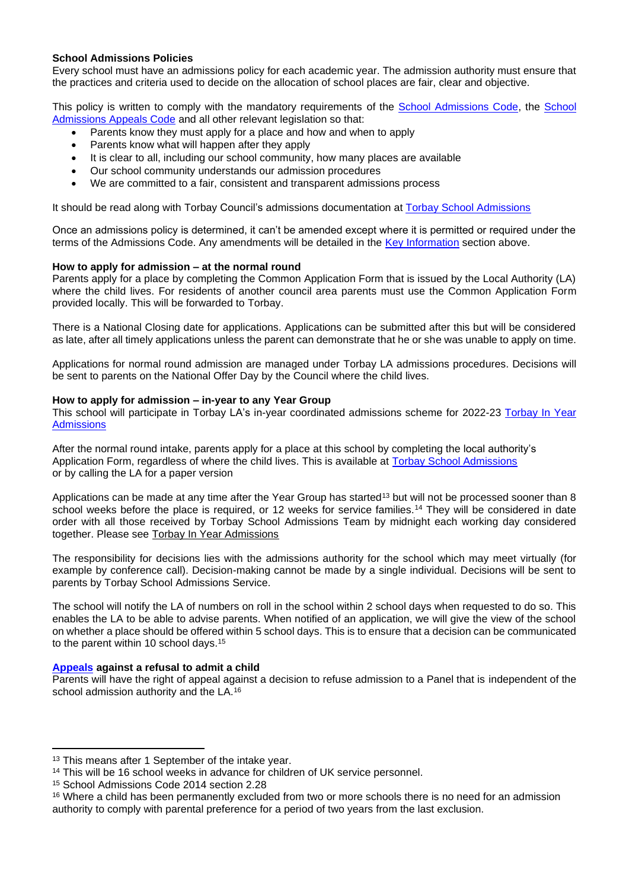**School Admissions Policies**

Every school must have an admissions policy for each academic year. The admission authority must ensure that the practices and criteria used to decide on the allocation of school places are fair, clear and objective.

This policy is written to comply with the mandatory requirements of the School Admissions Code, the School Admissions Appeals Code and all other relevant legislation so that:

- Parents know they must apply for a place and how and when to apply
- Parents know what will happen after they apply
- It is clear to all, including our school community, how many places are available
- Our school community understands our admission procedures
- We are committed to a fair, consistent and transparent admissions process

It should be read along with Torbay Council's admissions documentation at Torbay School Admissions

Once an admissions policy is determined, it can't be amended except where it is permitted or required under the terms of the Admissions Code. Any amendments will be detailed in the Key Information section above.

**How to apply for admission – at the normal round**

Parents apply for a place by completing the Common Application Form that is issued by the Local Authority (LA) where the child lives. For residents of another council area parents must use the Common Application Form provided locally. This will be forwarded to Torbay.

There is a National Closing date for applications. Applications can be submitted after this but will be considered as late, after all timely applications unless the parent can demonstrate that he or she was unable to apply on time.

Applications for normal round admission are managed under Torbay LA admissions procedures. Decisions will be sent to parents on the National Offer Day by the Council where the child lives.

**How to apply for admission – in-year to any Year Group**

This school will participate in Torbay LA's in-year coordinated admissions scheme for 2022-23 Torbay In Year Admissions

After the normal round intake, parents apply for a place at this school by completing the local authority's Application Form, regardless of where the child lives. This is available at Torbay School Admissions or by calling the LA for a paper version

Applications can be made at any time after the Year Group has started[13] but will not be processed sooner than 8 school weeks before the place is required, or 12 weeks for service families.[14] They will be considered in date order with all those received by Torbay School Admissions Team by midnight each working day considered together. Please see Torbay In Year Admissions

The responsibility for decisions lies with the admissions authority for the school which may meet virtually (for example by conference call). Decision-making cannot be made by a single individual. Decisions will be sent to parents by Torbay School Admissions Service.

The school will notify the LA of numbers on roll in the school within 2 school days when requested to do so. This enables the LA to be able to advise parents. When notified of an application, we will give the view of the school on whether a place should be offered within 5 school days. This is to ensure that a decision can be communicated to the parent within 10 school days.[15]

**Appeals against a refusal to admit a child**

Parents will have the right of appeal against a decision to refuse admission to a Panel that is independent of the school admission authority and the LA.[16]

---

[13] This means after 1 September of the intake year.

[14] This will be 16 school weeks in advance for children of UK service personnel.

[15] School Admissions Code 2014 section 2.28

[16] Where a child has been permanently excluded from two or more schools there is no need for an admission authority to comply with parental preference for a period of two years from the last exclusion.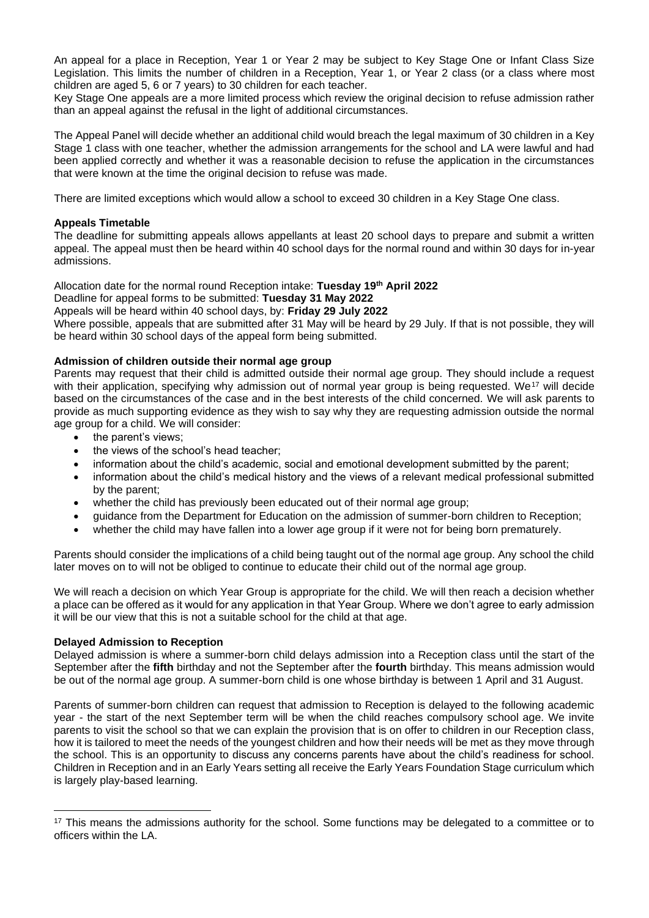An appeal for a place in Reception, Year 1 or Year 2 may be subject to Key Stage One or Infant Class Size Legislation. This limits the number of children in a Reception, Year 1, or Year 2 class (or a class where most children are aged 5, 6 or 7 years) to 30 children for each teacher.
Key Stage One appeals are a more limited process which review the original decision to refuse admission rather than an appeal against the refusal in the light of additional circumstances.

The Appeal Panel will decide whether an additional child would breach the legal maximum of 30 children in a Key Stage 1 class with one teacher, whether the admission arrangements for the school and LA were lawful and had been applied correctly and whether it was a reasonable decision to refuse the application in the circumstances that were known at the time the original decision to refuse was made.

There are limited exceptions which would allow a school to exceed 30 children in a Key Stage One class.

**Appeals Timetable**

The deadline for submitting appeals allows appellants at least 20 school days to prepare and submit a written appeal. The appeal must then be heard within 40 school days for the normal round and within 30 days for in-year admissions.

Allocation date for the normal round Reception intake: **Tuesday 19th April 2022**
Deadline for appeal forms to be submitted: **Tuesday 31 May 2022**
Appeals will be heard within 40 school days, by: **Friday 29 July 2022**
Where possible, appeals that are submitted after 31 May will be heard by 29 July. If that is not possible, they will be heard within 30 school days of the appeal form being submitted.

**Admission of children outside their normal age group**

Parents may request that their child is admitted outside their normal age group. They should include a request with their application, specifying why admission out of normal year group is being requested. We[17] will decide based on the circumstances of the case and in the best interests of the child concerned. We will ask parents to provide as much supporting evidence as they wish to say why they are requesting admission outside the normal age group for a child. We will consider:

- the parent's views;
- the views of the school's head teacher;
- information about the child's academic, social and emotional development submitted by the parent;
- information about the child's medical history and the views of a relevant medical professional submitted by the parent;
- whether the child has previously been educated out of their normal age group;
- guidance from the Department for Education on the admission of summer-born children to Reception;
- whether the child may have fallen into a lower age group if it were not for being born prematurely.

Parents should consider the implications of a child being taught out of the normal age group. Any school the child later moves on to will not be obliged to continue to educate their child out of the normal age group.

We will reach a decision on which Year Group is appropriate for the child. We will then reach a decision whether a place can be offered as it would for any application in that Year Group. Where we don't agree to early admission it will be our view that this is not a suitable school for the child at that age.

**Delayed Admission to Reception**

Delayed admission is where a summer-born child delays admission into a Reception class until the start of the September after the **fifth** birthday and not the September after the **fourth** birthday. This means admission would be out of the normal age group. A summer-born child is one whose birthday is between 1 April and 31 August.

Parents of summer-born children can request that admission to Reception is delayed to the following academic year - the start of the next September term will be when the child reaches compulsory school age. We invite parents to visit the school so that we can explain the provision that is on offer to children in our Reception class, how it is tailored to meet the needs of the youngest children and how their needs will be met as they move through the school. This is an opportunity to discuss any concerns parents have about the child's readiness for school. Children in Reception and in an Early Years setting all receive the Early Years Foundation Stage curriculum which is largely play-based learning.

---

[17] This means the admissions authority for the school. Some functions may be delegated to a committee or to officers within the LA.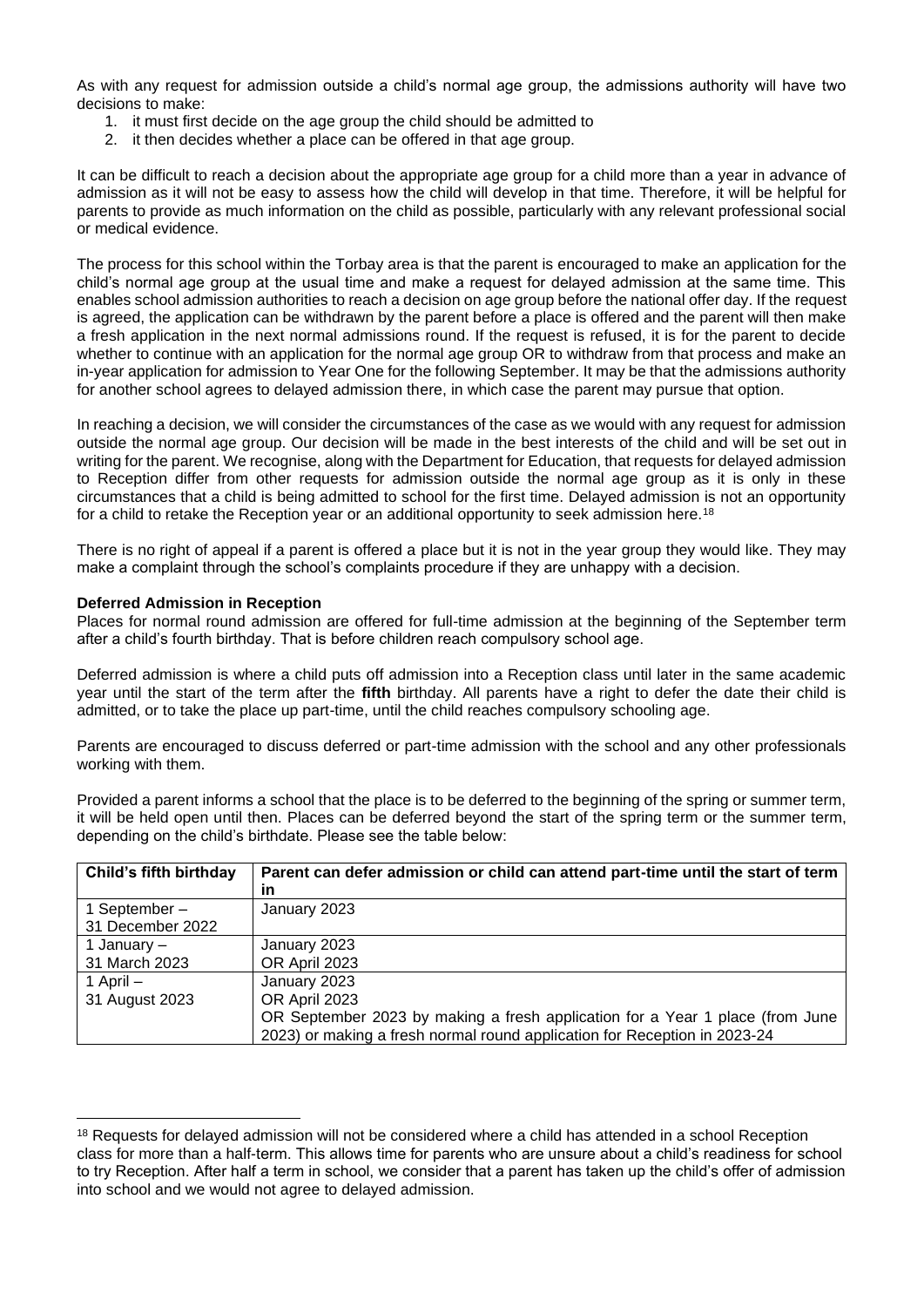As with any request for admission outside a child's normal age group, the admissions authority will have two decisions to make:

1. it must first decide on the age group the child should be admitted to
2. it then decides whether a place can be offered in that age group.

It can be difficult to reach a decision about the appropriate age group for a child more than a year in advance of admission as it will not be easy to assess how the child will develop in that time. Therefore, it will be helpful for parents to provide as much information on the child as possible, particularly with any relevant professional social or medical evidence.

The process for this school within the Torbay area is that the parent is encouraged to make an application for the child's normal age group at the usual time and make a request for delayed admission at the same time. This enables school admission authorities to reach a decision on age group before the national offer day. If the request is agreed, the application can be withdrawn by the parent before a place is offered and the parent will then make a fresh application in the next normal admissions round. If the request is refused, it is for the parent to decide whether to continue with an application for the normal age group OR to withdraw from that process and make an in-year application for admission to Year One for the following September. It may be that the admissions authority for another school agrees to delayed admission there, in which case the parent may pursue that option.

In reaching a decision, we will consider the circumstances of the case as we would with any request for admission outside the normal age group. Our decision will be made in the best interests of the child and will be set out in writing for the parent. We recognise, along with the Department for Education, that requests for delayed admission to Reception differ from other requests for admission outside the normal age group as it is only in these circumstances that a child is being admitted to school for the first time. Delayed admission is not an opportunity for a child to retake the Reception year or an additional opportunity to seek admission here.[18]

There is no right of appeal if a parent is offered a place but it is not in the year group they would like. They may make a complaint through the school's complaints procedure if they are unhappy with a decision.

**Deferred Admission in Reception**

Places for normal round admission are offered for full-time admission at the beginning of the September term after a child's fourth birthday. That is before children reach compulsory school age.

Deferred admission is where a child puts off admission into a Reception class until later in the same academic year until the start of the term after the **fifth** birthday. All parents have a right to defer the date their child is admitted, or to take the place up part-time, until the child reaches compulsory schooling age.

Parents are encouraged to discuss deferred or part-time admission with the school and any other professionals working with them.

Provided a parent informs a school that the place is to be deferred to the beginning of the spring or summer term, it will be held open until then. Places can be deferred beyond the start of the spring term or the summer term, depending on the child's birthdate. Please see the table below:

| Child's fifth birthday | Parent can defer admission or child can attend part-time until the start of term in |
|---|---|
| 1 September – 31 December 2022 | January 2023 |
| 1 January – 31 March 2023 | January 2023 OR April 2023 |
| 1 April – 31 August 2023 | January 2023 OR April 2023 OR September 2023 by making a fresh application for a Year 1 place (from June 2023) or making a fresh normal round application for Reception in 2023-24 |

[18] Requests for delayed admission will not be considered where a child has attended in a school Reception class for more than a half-term. This allows time for parents who are unsure about a child's readiness for school to try Reception. After half a term in school, we consider that a parent has taken up the child's offer of admission into school and we would not agree to delayed admission.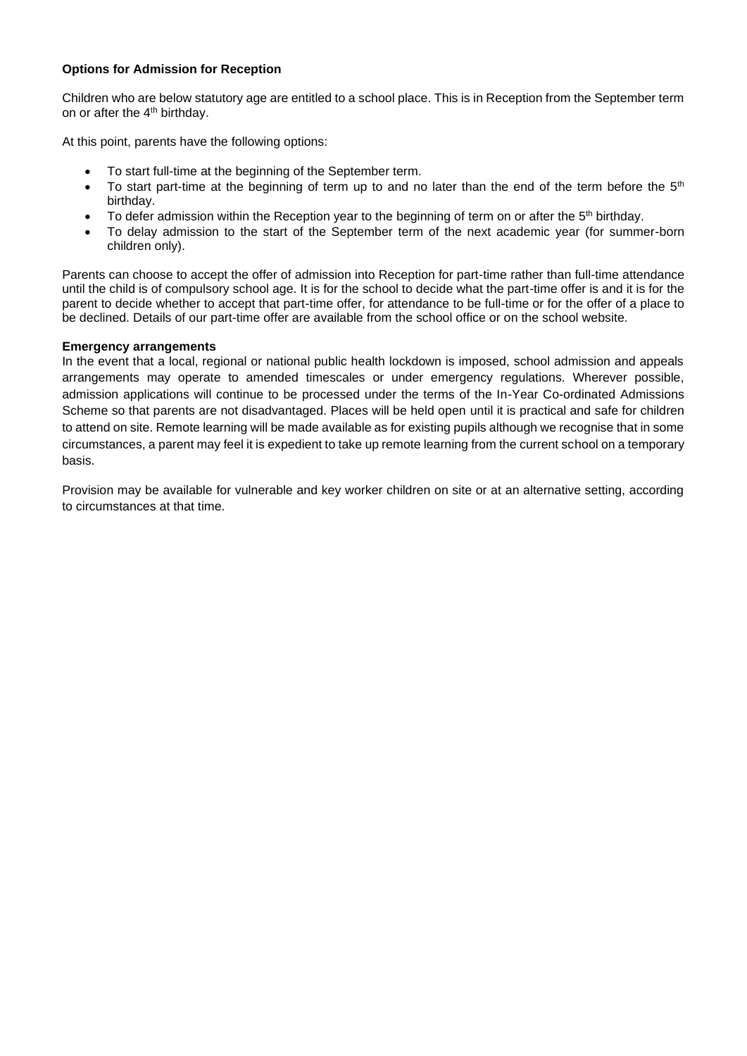**Options for Admission for Reception**

Children who are below statutory age are entitled to a school place. This is in Reception from the September term on or after the 4th birthday.

At this point, parents have the following options:

- To start full-time at the beginning of the September term.
- To start part-time at the beginning of term up to and no later than the end of the term before the 5th birthday.
- To defer admission within the Reception year to the beginning of term on or after the 5th birthday.
- To delay admission to the start of the September term of the next academic year (for summer-born children only).

Parents can choose to accept the offer of admission into Reception for part-time rather than full-time attendance until the child is of compulsory school age. It is for the school to decide what the part-time offer is and it is for the parent to decide whether to accept that part-time offer, for attendance to be full-time or for the offer of a place to be declined. Details of our part-time offer are available from the school office or on the school website.

**Emergency arrangements**

In the event that a local, regional or national public health lockdown is imposed, school admission and appeals arrangements may operate to amended timescales or under emergency regulations. Wherever possible, admission applications will continue to be processed under the terms of the In-Year Co-ordinated Admissions Scheme so that parents are not disadvantaged. Places will be held open until it is practical and safe for children to attend on site. Remote learning will be made available as for existing pupils although we recognise that in some circumstances, a parent may feel it is expedient to take up remote learning from the current school on a temporary basis.

Provision may be available for vulnerable and key worker children on site or at an alternative setting, according to circumstances at that time.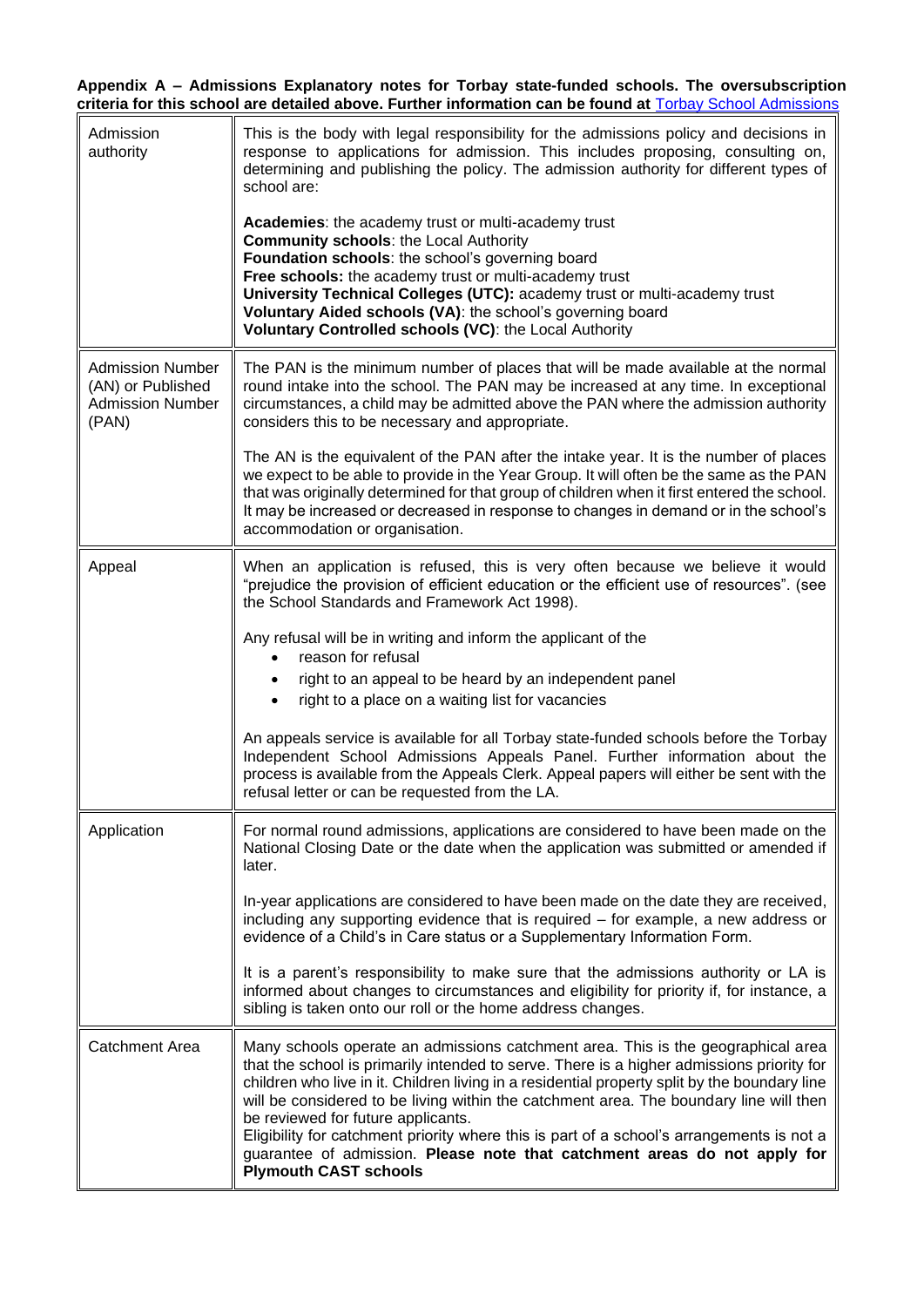**Appendix A – Admissions Explanatory notes for Torbay state-funded schools. The oversubscription criteria for this school are detailed above. Further information can be found at Torbay School Admissions**

| | |
|---|---|
| Admission authority | This is the body with legal responsibility for the admissions policy and decisions in response to applications for admission. This includes proposing, consulting on, determining and publishing the policy. The admission authority for different types of school are:<br><br>**Academies**: the academy trust or multi-academy trust<br>**Community schools**: the Local Authority<br>**Foundation schools**: the school's governing board<br>**Free schools:** the academy trust or multi-academy trust<br>**University Technical Colleges (UTC):** academy trust or multi-academy trust<br>**Voluntary Aided schools (VA)**: the school's governing board<br>**Voluntary Controlled schools (VC)**: the Local Authority |
| Admission Number (AN) or Published Admission Number (PAN) | The PAN is the minimum number of places that will be made available at the normal round intake into the school. The PAN may be increased at any time. In exceptional circumstances, a child may be admitted above the PAN where the admission authority considers this to be necessary and appropriate.<br><br>The AN is the equivalent of the PAN after the intake year. It is the number of places we expect to be able to provide in the Year Group. It will often be the same as the PAN that was originally determined for that group of children when it first entered the school. It may be increased or decreased in response to changes in demand or in the school's accommodation or organisation. |
| Appeal | When an application is refused, this is very often because we believe it would "prejudice the provision of efficient education or the efficient use of resources". (see the School Standards and Framework Act 1998).<br><br>Any refusal will be in writing and inform the applicant of the<br>• reason for refusal<br>• right to an appeal to be heard by an independent panel<br>• right to a place on a waiting list for vacancies<br><br>An appeals service is available for all Torbay state-funded schools before the Torbay Independent School Admissions Appeals Panel. Further information about the process is available from the Appeals Clerk. Appeal papers will either be sent with the refusal letter or can be requested from the LA. |
| Application | For normal round admissions, applications are considered to have been made on the National Closing Date or the date when the application was submitted or amended if later.<br><br>In-year applications are considered to have been made on the date they are received, including any supporting evidence that is required – for example, a new address or evidence of a Child's in Care status or a Supplementary Information Form.<br><br>It is a parent's responsibility to make sure that the admissions authority or LA is informed about changes to circumstances and eligibility for priority if, for instance, a sibling is taken onto our roll or the home address changes. |
| Catchment Area | Many schools operate an admissions catchment area. This is the geographical area that the school is primarily intended to serve. There is a higher admissions priority for children who live in it. Children living in a residential property split by the boundary line will be considered to be living within the catchment area. The boundary line will then be reviewed for future applicants.<br>Eligibility for catchment priority where this is part of a school's arrangements is not a guarantee of admission. **Please note that catchment areas do not apply for Plymouth CAST schools** |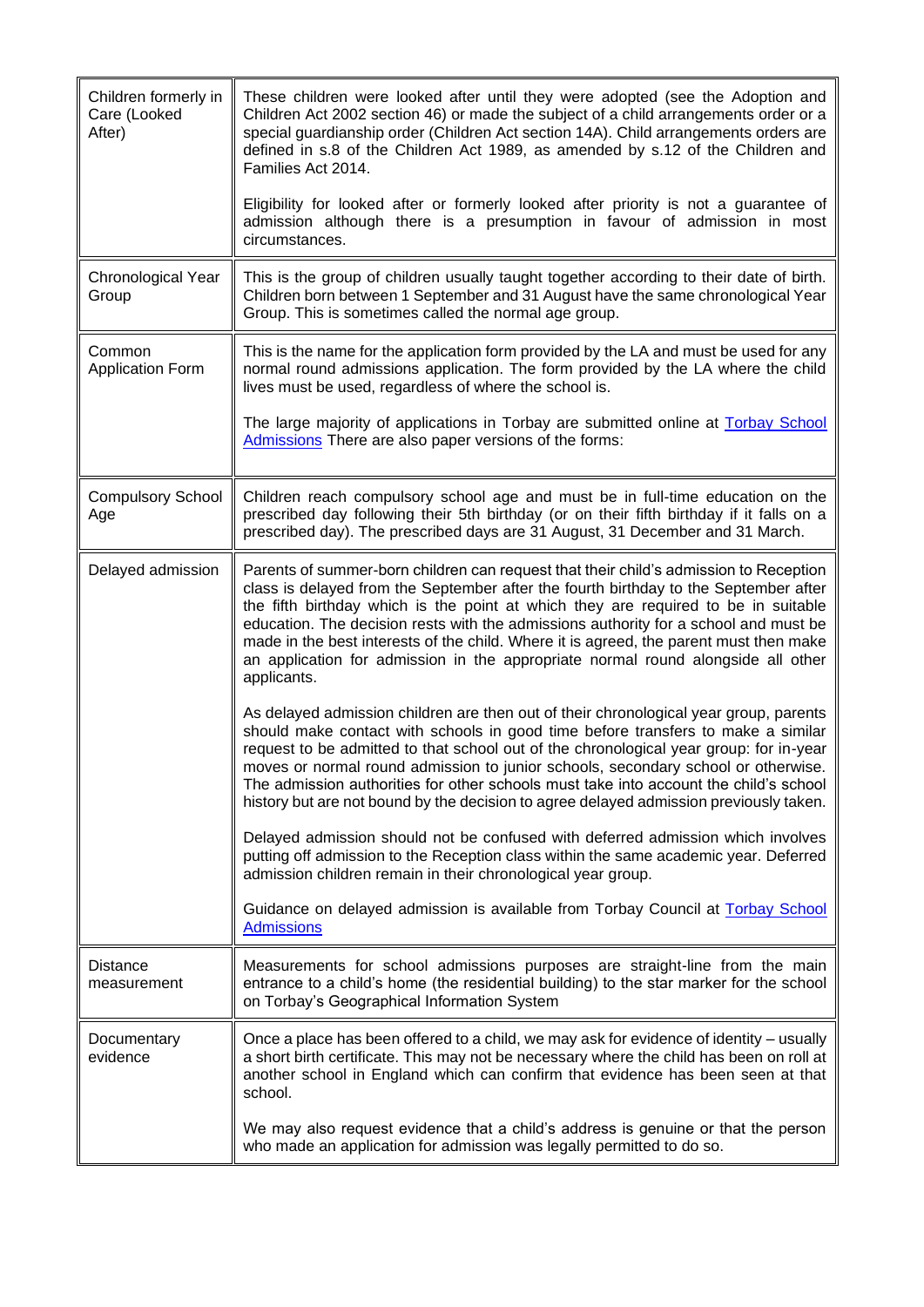| | |
|---|---|
| Children formerly in Care (Looked After) | These children were looked after until they were adopted (see the Adoption and Children Act 2002 section 46) or made the subject of a child arrangements order or a special guardianship order (Children Act section 14A). Child arrangements orders are defined in s.8 of the Children Act 1989, as amended by s.12 of the Children and Families Act 2014.<br><br>Eligibility for looked after or formerly looked after priority is not a guarantee of admission although there is a presumption in favour of admission in most circumstances. |
| Chronological Year Group | This is the group of children usually taught together according to their date of birth. Children born between 1 September and 31 August have the same chronological Year Group. This is sometimes called the normal age group. |
| Common Application Form | This is the name for the application form provided by the LA and must be used for any normal round admissions application. The form provided by the LA where the child lives must be used, regardless of where the school is.<br><br>The large majority of applications in Torbay are submitted online at Torbay School Admissions There are also paper versions of the forms: |
| Compulsory School Age | Children reach compulsory school age and must be in full-time education on the prescribed day following their 5th birthday (or on their fifth birthday if it falls on a prescribed day). The prescribed days are 31 August, 31 December and 31 March. |
| Delayed admission | Parents of summer-born children can request that their child's admission to Reception class is delayed from the September after the fourth birthday to the September after the fifth birthday which is the point at which they are required to be in suitable education. The decision rests with the admissions authority for a school and must be made in the best interests of the child. Where it is agreed, the parent must then make an application for admission in the appropriate normal round alongside all other applicants.<br><br>As delayed admission children are then out of their chronological year group, parents should make contact with schools in good time before transfers to make a similar request to be admitted to that school out of the chronological year group: for in-year moves or normal round admission to junior schools, secondary school or otherwise. The admission authorities for other schools must take into account the child's school history but are not bound by the decision to agree delayed admission previously taken.<br><br>Delayed admission should not be confused with deferred admission which involves putting off admission to the Reception class within the same academic year. Deferred admission children remain in their chronological year group.<br><br>Guidance on delayed admission is available from Torbay Council at Torbay School Admissions |
| Distance measurement | Measurements for school admissions purposes are straight-line from the main entrance to a child's home (the residential building) to the star marker for the school on Torbay's Geographical Information System |
| Documentary evidence | Once a place has been offered to a child, we may ask for evidence of identity – usually a short birth certificate. This may not be necessary where the child has been on roll at another school in England which can confirm that evidence has been seen at that school.<br><br>We may also request evidence that a child's address is genuine or that the person who made an application for admission was legally permitted to do so. |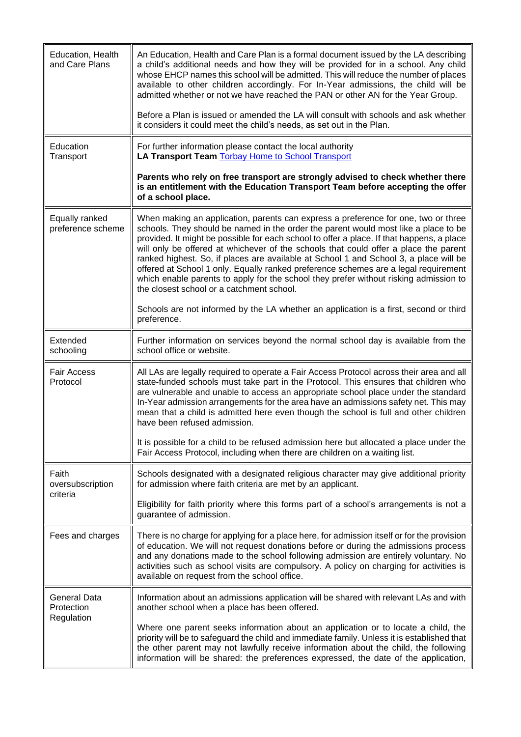| | |
|---|---|
| Education, Health and Care Plans | An Education, Health and Care Plan is a formal document issued by the LA describing a child's additional needs and how they will be provided for in a school. Any child whose EHCP names this school will be admitted. This will reduce the number of places available to other children accordingly. For In-Year admissions, the child will be admitted whether or not we have reached the PAN or other AN for the Year Group.<br><br>Before a Plan is issued or amended the LA will consult with schools and ask whether it considers it could meet the child's needs, as set out in the Plan. |
| Education Transport | For further information please contact the local authority<br>**LA Transport Team** [Torbay Home to School Transport]<br><br>**Parents who rely on free transport are strongly advised to check whether there is an entitlement with the Education Transport Team before accepting the offer of a school place.** |
| Equally ranked preference scheme | When making an application, parents can express a preference for one, two or three schools. They should be named in the order the parent would most like a place to be provided. It might be possible for each school to offer a place. If that happens, a place will only be offered at whichever of the schools that could offer a place the parent ranked highest. So, if places are available at School 1 and School 3, a place will be offered at School 1 only. Equally ranked preference schemes are a legal requirement which enable parents to apply for the school they prefer without risking admission to the closest school or a catchment school.<br><br>Schools are not informed by the LA whether an application is a first, second or third preference. |
| Extended schooling | Further information on services beyond the normal school day is available from the school office or website. |
| Fair Access Protocol | All LAs are legally required to operate a Fair Access Protocol across their area and all state-funded schools must take part in the Protocol. This ensures that children who are vulnerable and unable to access an appropriate school place under the standard In-Year admission arrangements for the area have an admissions safety net. This may mean that a child is admitted here even though the school is full and other children have been refused admission.<br><br>It is possible for a child to be refused admission here but allocated a place under the Fair Access Protocol, including when there are children on a waiting list. |
| Faith oversubscription criteria | Schools designated with a designated religious character may give additional priority for admission where faith criteria are met by an applicant.<br><br>Eligibility for faith priority where this forms part of a school's arrangements is not a guarantee of admission. |
| Fees and charges | There is no charge for applying for a place here, for admission itself or for the provision of education. We will not request donations before or during the admissions process and any donations made to the school following admission are entirely voluntary. No activities such as school visits are compulsory. A policy on charging for activities is available on request from the school office. |
| General Data Protection Regulation | Information about an admissions application will be shared with relevant LAs and with another school when a place has been offered.<br><br>Where one parent seeks information about an application or to locate a child, the priority will be to safeguard the child and immediate family. Unless it is established that the other parent may not lawfully receive information about the child, the following information will be shared: the preferences expressed, the date of the application, |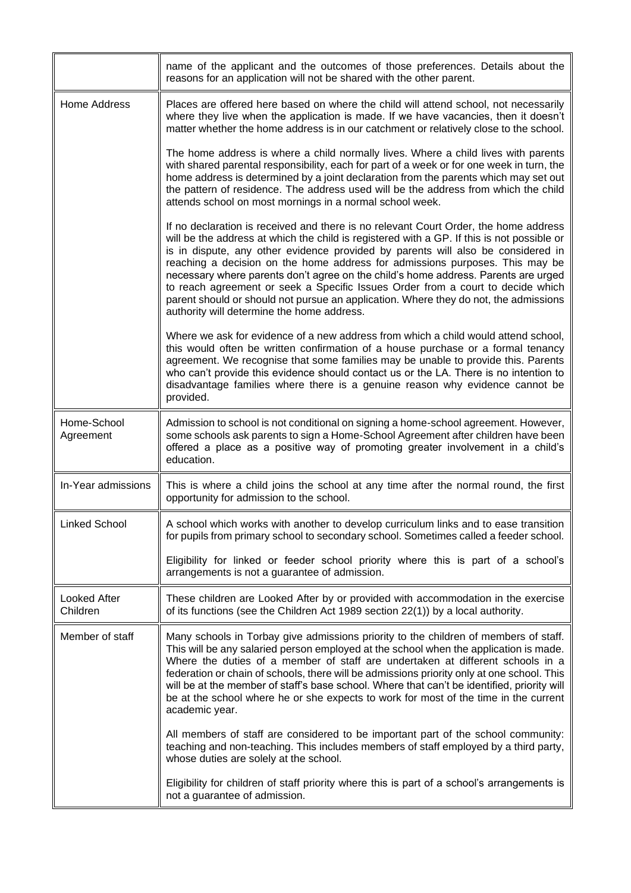| | |
|---|---|
| | name of the applicant and the outcomes of those preferences. Details about the reasons for an application will not be shared with the other parent. |
| Home Address | Places are offered here based on where the child will attend school, not necessarily where they live when the application is made. If we have vacancies, then it doesn't matter whether the home address is in our catchment or relatively close to the school.<br><br>The home address is where a child normally lives. Where a child lives with parents with shared parental responsibility, each for part of a week or for one week in turn, the home address is determined by a joint declaration from the parents which may set out the pattern of residence. The address used will be the address from which the child attends school on most mornings in a normal school week.<br><br>If no declaration is received and there is no relevant Court Order, the home address will be the address at which the child is registered with a GP. If this is not possible or is in dispute, any other evidence provided by parents will also be considered in reaching a decision on the home address for admissions purposes. This may be necessary where parents don't agree on the child's home address. Parents are urged to reach agreement or seek a Specific Issues Order from a court to decide which parent should or should not pursue an application. Where they do not, the admissions authority will determine the home address.<br><br>Where we ask for evidence of a new address from which a child would attend school, this would often be written confirmation of a house purchase or a formal tenancy agreement. We recognise that some families may be unable to provide this. Parents who can't provide this evidence should contact us or the LA. There is no intention to disadvantage families where there is a genuine reason why evidence cannot be provided. |
| Home-School Agreement | Admission to school is not conditional on signing a home-school agreement. However, some schools ask parents to sign a Home-School Agreement after children have been offered a place as a positive way of promoting greater involvement in a child's education. |
| In-Year admissions | This is where a child joins the school at any time after the normal round, the first opportunity for admission to the school. |
| Linked School | A school which works with another to develop curriculum links and to ease transition for pupils from primary school to secondary school. Sometimes called a feeder school.<br><br>Eligibility for linked or feeder school priority where this is part of a school's arrangements is not a guarantee of admission. |
| Looked After Children | These children are Looked After by or provided with accommodation in the exercise of its functions (see the Children Act 1989 section 22(1)) by a local authority. |
| Member of staff | Many schools in Torbay give admissions priority to the children of members of staff. This will be any salaried person employed at the school when the application is made. Where the duties of a member of staff are undertaken at different schools in a federation or chain of schools, there will be admissions priority only at one school. This will be at the member of staff's base school. Where that can't be identified, priority will be at the school where he or she expects to work for most of the time in the current academic year.<br><br>All members of staff are considered to be important part of the school community: teaching and non-teaching. This includes members of staff employed by a third party, whose duties are solely at the school.<br><br>Eligibility for children of staff priority where this is part of a school's arrangements is not a guarantee of admission. |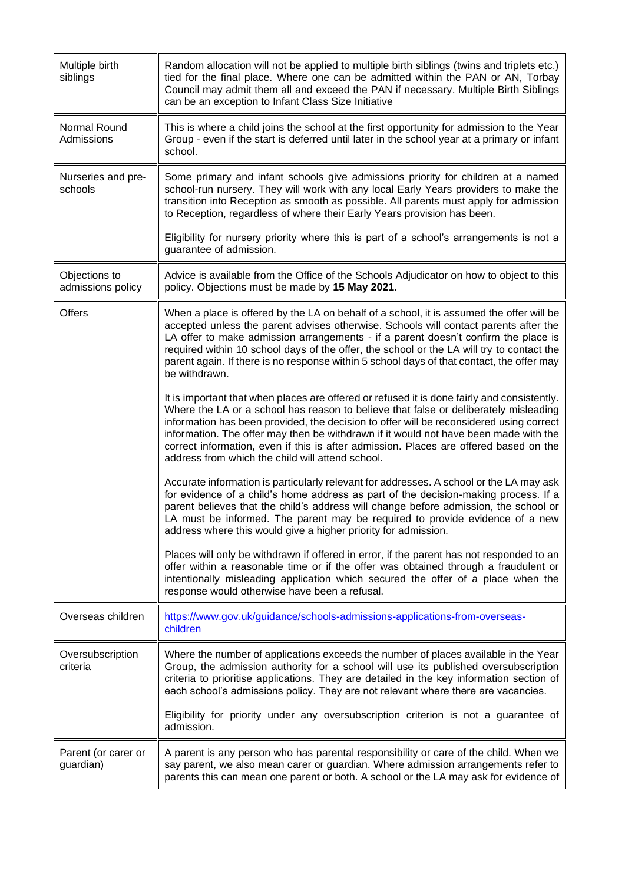| | |
|---|---|
| Multiple birth siblings | Random allocation will not be applied to multiple birth siblings (twins and triplets etc.) tied for the final place. Where one can be admitted within the PAN or AN, Torbay Council may admit them all and exceed the PAN if necessary. Multiple Birth Siblings can be an exception to Infant Class Size Initiative |
| Normal Round Admissions | This is where a child joins the school at the first opportunity for admission to the Year Group - even if the start is deferred until later in the school year at a primary or infant school. |
| Nurseries and pre-schools | Some primary and infant schools give admissions priority for children at a named school-run nursery. They will work with any local Early Years providers to make the transition into Reception as smooth as possible. All parents must apply for admission to Reception, regardless of where their Early Years provision has been.<br><br>Eligibility for nursery priority where this is part of a school's arrangements is not a guarantee of admission. |
| Objections to admissions policy | Advice is available from the Office of the Schools Adjudicator on how to object to this policy. Objections must be made by **15 May 2021.** |
| Offers | When a place is offered by the LA on behalf of a school, it is assumed the offer will be accepted unless the parent advises otherwise. Schools will contact parents after the LA offer to make admission arrangements - if a parent doesn't confirm the place is required within 10 school days of the offer, the school or the LA will try to contact the parent again. If there is no response within 5 school days of that contact, the offer may be withdrawn.<br><br>It is important that when places are offered or refused it is done fairly and consistently. Where the LA or a school has reason to believe that false or deliberately misleading information has been provided, the decision to offer will be reconsidered using correct information. The offer may then be withdrawn if it would not have been made with the correct information, even if this is after admission. Places are offered based on the address from which the child will attend school.<br><br>Accurate information is particularly relevant for addresses. A school or the LA may ask for evidence of a child's home address as part of the decision-making process. If a parent believes that the child's address will change before admission, the school or LA must be informed. The parent may be required to provide evidence of a new address where this would give a higher priority for admission.<br><br>Places will only be withdrawn if offered in error, if the parent has not responded to an offer within a reasonable time or if the offer was obtained through a fraudulent or intentionally misleading application which secured the offer of a place when the response would otherwise have been a refusal. |
| Overseas children | [https://www.gov.uk/guidance/schools-admissions-applications-from-overseas-children](https://www.gov.uk/guidance/schools-admissions-applications-from-overseas-children) |
| Oversubscription criteria | Where the number of applications exceeds the number of places available in the Year Group, the admission authority for a school will use its published oversubscription criteria to prioritise applications. They are detailed in the key information section of each school's admissions policy. They are not relevant where there are vacancies.<br><br>Eligibility for priority under any oversubscription criterion is not a guarantee of admission. |
| Parent (or carer or guardian) | A parent is any person who has parental responsibility or care of the child. When we say parent, we also mean carer or guardian. Where admission arrangements refer to parents this can mean one parent or both. A school or the LA may ask for evidence of |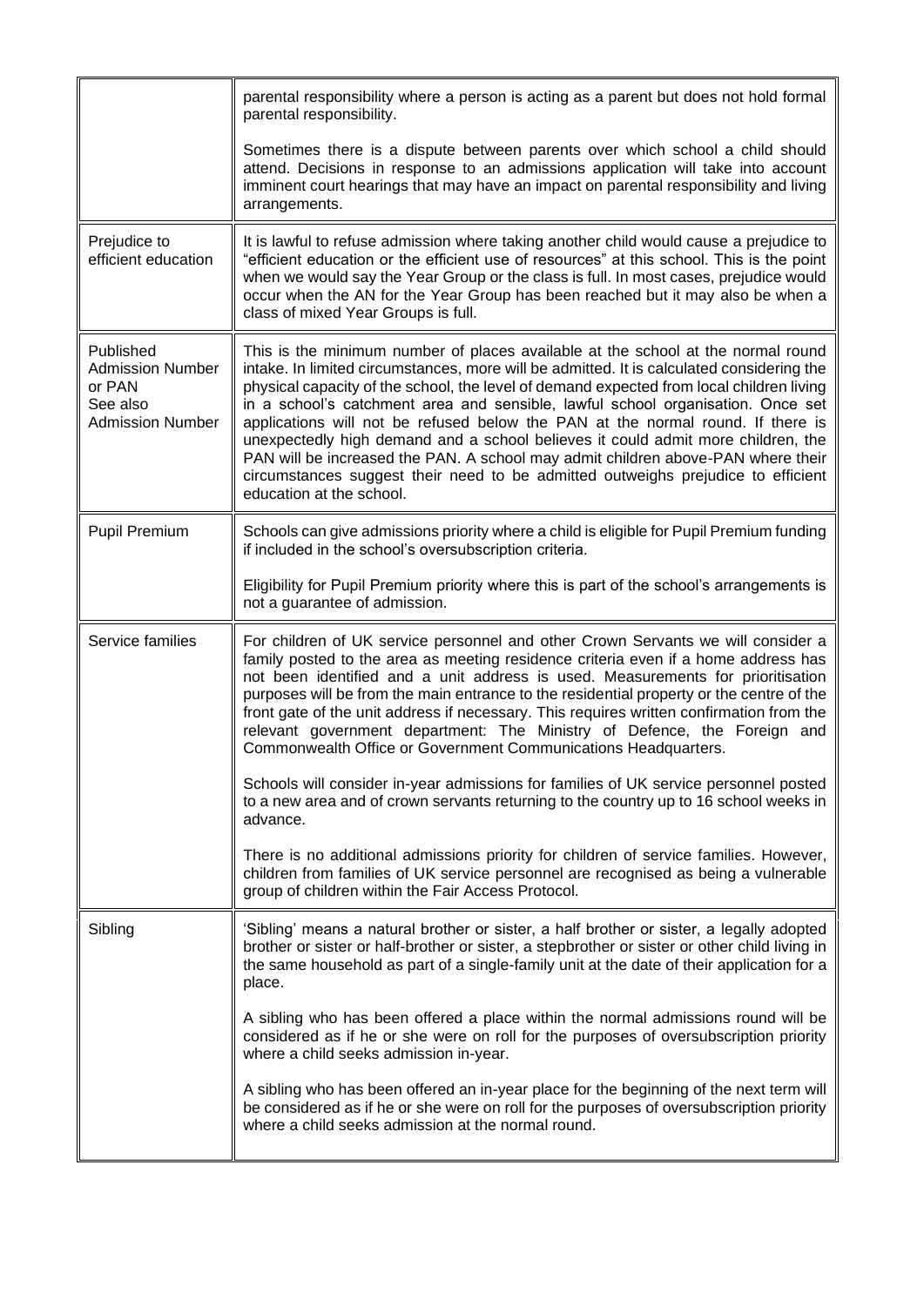| | |
|---|---|
| | parental responsibility where a person is acting as a parent but does not hold formal parental responsibility.<br><br>Sometimes there is a dispute between parents over which school a child should attend. Decisions in response to an admissions application will take into account imminent court hearings that may have an impact on parental responsibility and living arrangements. |
| Prejudice to efficient education | It is lawful to refuse admission where taking another child would cause a prejudice to "efficient education or the efficient use of resources" at this school. This is the point when we would say the Year Group or the class is full. In most cases, prejudice would occur when the AN for the Year Group has been reached but it may also be when a class of mixed Year Groups is full. |
| Published Admission Number or PAN<br>See also Admission Number | This is the minimum number of places available at the school at the normal round intake. In limited circumstances, more will be admitted. It is calculated considering the physical capacity of the school, the level of demand expected from local children living in a school's catchment area and sensible, lawful school organisation. Once set applications will not be refused below the PAN at the normal round. If there is unexpectedly high demand and a school believes it could admit more children, the PAN will be increased the PAN. A school may admit children above-PAN where their circumstances suggest their need to be admitted outweighs prejudice to efficient education at the school. |
| Pupil Premium | Schools can give admissions priority where a child is eligible for Pupil Premium funding if included in the school's oversubscription criteria.<br><br>Eligibility for Pupil Premium priority where this is part of the school's arrangements is not a guarantee of admission. |
| Service families | For children of UK service personnel and other Crown Servants we will consider a family posted to the area as meeting residence criteria even if a home address has not been identified and a unit address is used. Measurements for prioritisation purposes will be from the main entrance to the residential property or the centre of the front gate of the unit address if necessary. This requires written confirmation from the relevant government department: The Ministry of Defence, the Foreign and Commonwealth Office or Government Communications Headquarters.<br><br>Schools will consider in-year admissions for families of UK service personnel posted to a new area and of crown servants returning to the country up to 16 school weeks in advance.<br><br>There is no additional admissions priority for children of service families. However, children from families of UK service personnel are recognised as being a vulnerable group of children within the Fair Access Protocol. |
| Sibling | 'Sibling' means a natural brother or sister, a half brother or sister, a legally adopted brother or sister or half-brother or sister, a stepbrother or sister or other child living in the same household as part of a single-family unit at the date of their application for a place.<br><br>A sibling who has been offered a place within the normal admissions round will be considered as if he or she were on roll for the purposes of oversubscription priority where a child seeks admission in-year.<br><br>A sibling who has been offered an in-year place for the beginning of the next term will be considered as if he or she were on roll for the purposes of oversubscription priority where a child seeks admission at the normal round. |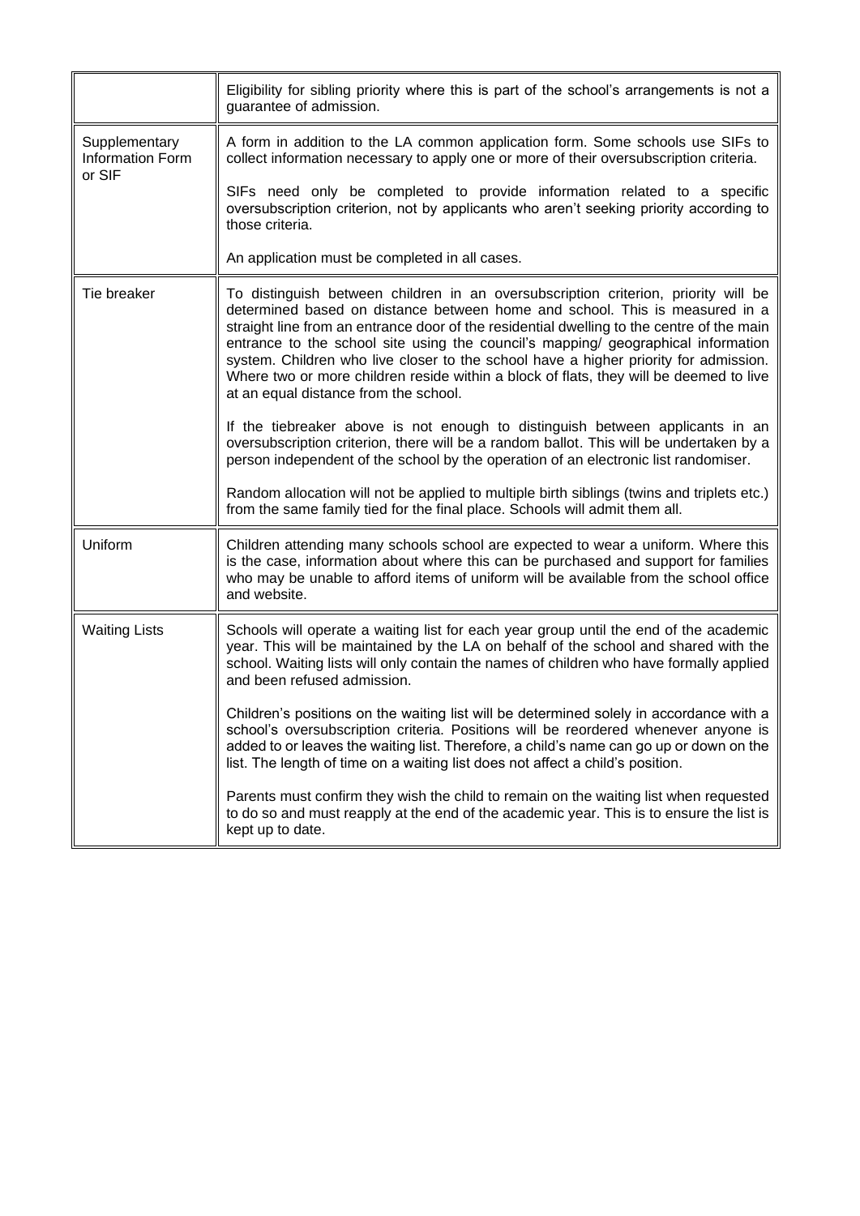| | |
|---|---|
| | Eligibility for sibling priority where this is part of the school's arrangements is not a guarantee of admission. |
| Supplementary Information Form or SIF | A form in addition to the LA common application form. Some schools use SIFs to collect information necessary to apply one or more of their oversubscription criteria.<br><br>SIFs need only be completed to provide information related to a specific oversubscription criterion, not by applicants who aren't seeking priority according to those criteria.<br><br>An application must be completed in all cases. |
| Tie breaker | To distinguish between children in an oversubscription criterion, priority will be determined based on distance between home and school. This is measured in a straight line from an entrance door of the residential dwelling to the centre of the main entrance to the school site using the council's mapping/ geographical information system. Children who live closer to the school have a higher priority for admission. Where two or more children reside within a block of flats, they will be deemed to live at an equal distance from the school.<br><br>If the tiebreaker above is not enough to distinguish between applicants in an oversubscription criterion, there will be a random ballot. This will be undertaken by a person independent of the school by the operation of an electronic list randomiser.<br><br>Random allocation will not be applied to multiple birth siblings (twins and triplets etc.) from the same family tied for the final place. Schools will admit them all. |
| Uniform | Children attending many schools school are expected to wear a uniform. Where this is the case, information about where this can be purchased and support for families who may be unable to afford items of uniform will be available from the school office and website. |
| Waiting Lists | Schools will operate a waiting list for each year group until the end of the academic year. This will be maintained by the LA on behalf of the school and shared with the school. Waiting lists will only contain the names of children who have formally applied and been refused admission.<br><br>Children's positions on the waiting list will be determined solely in accordance with a school's oversubscription criteria. Positions will be reordered whenever anyone is added to or leaves the waiting list. Therefore, a child's name can go up or down on the list. The length of time on a waiting list does not affect a child's position.<br><br>Parents must confirm they wish the child to remain on the waiting list when requested to do so and must reapply at the end of the academic year. This is to ensure the list is kept up to date. |